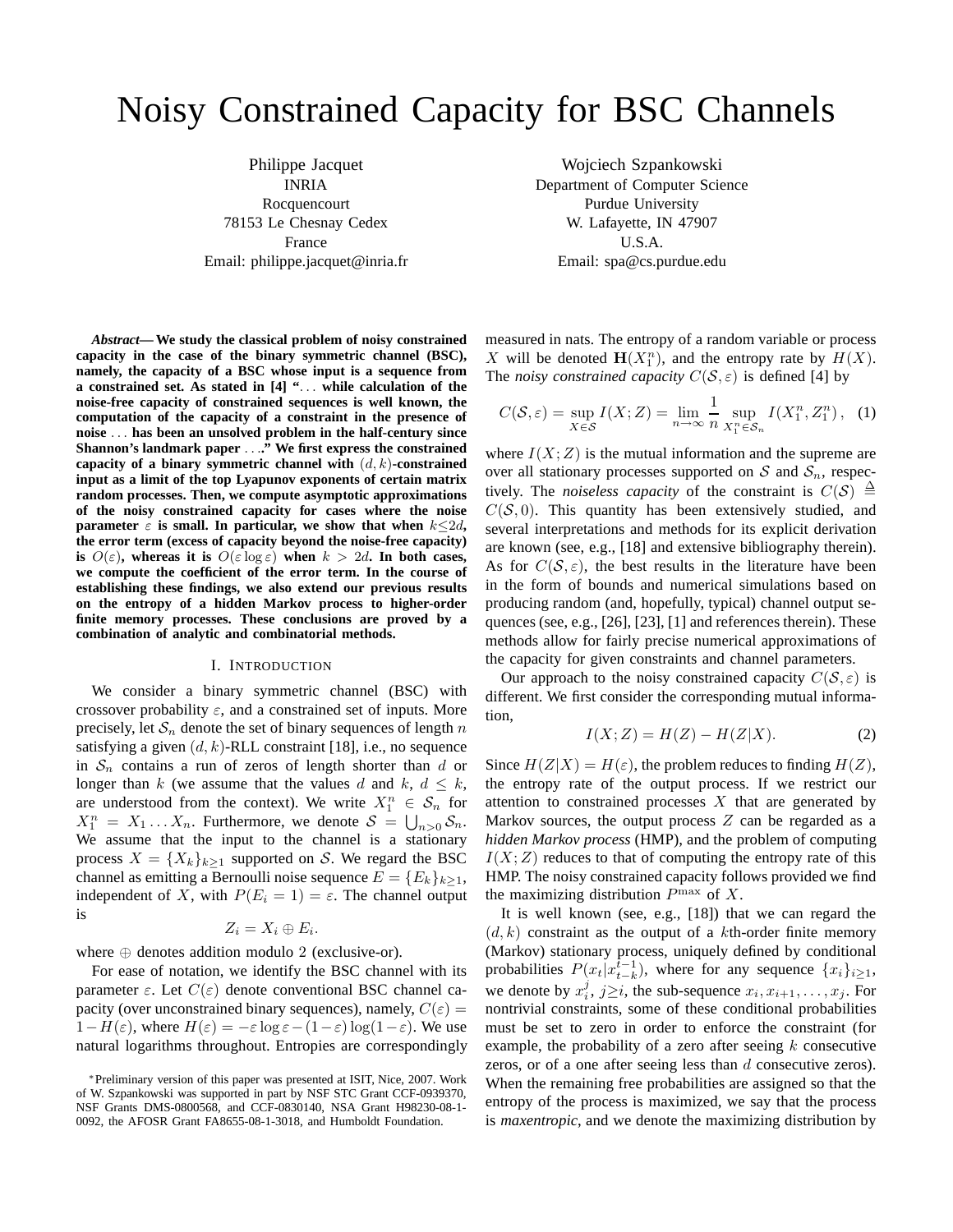# Noisy Constrained Capacity for BSC Channels

Philippe Jacquet
INRIA
Rocquencourt
78153 Le Chesnay Cedex
France
Email: philippe.jacquet@inria.fr

Wojciech Szpankowski
Department of Computer Science
Purdue University
W. Lafayette, IN 47907
U.S.A.
Email: spa@cs.purdue.edu

***Abstract*— We study the classical problem of noisy constrained capacity in the case of the binary symmetric channel (BSC), namely, the capacity of a BSC whose input is a sequence from a constrained set. As stated in [4] "... while calculation of the noise-free capacity of constrained sequences is well known, the computation of the capacity of a constraint in the presence of noise ... has been an unsolved problem in the half-century since Shannon's landmark paper ...." We first express the constrained capacity of a binary symmetric channel with $(d, k)$-constrained input as a limit of the top Lyapunov exponents of certain matrix random processes. Then, we compute asymptotic approximations of the noisy constrained capacity for cases where the noise parameter $\varepsilon$ is small. In particular, we show that when $k \leq 2d$, the error term (excess of capacity beyond the noise-free capacity) is $O(\varepsilon)$, whereas it is $O(\varepsilon \log \varepsilon)$ when $k > 2d$. In both cases, we compute the coefficient of the error term. In the course of establishing these findings, we also extend our previous results on the entropy of a hidden Markov process to higher-order finite memory processes. These conclusions are proved by a combination of analytic and combinatorial methods.**

## I. Introduction

We consider a binary symmetric channel (BSC) with crossover probability $\varepsilon$, and a constrained set of inputs. More precisely, let $\mathcal{S}_n$ denote the set of binary sequences of length $n$ satisfying a given $(d, k)$-RLL constraint [18], i.e., no sequence in $\mathcal{S}_n$ contains a run of zeros of length shorter than $d$ or longer than $k$ (we assume that the values $d$ and $k$, $d \leq k$, are understood from the context). We write $X_1^n \in \mathcal{S}_n$ for $X_1^n = X_1 \ldots X_n$. Furthermore, we denote $\mathcal{S} = \bigcup_{n>0} \mathcal{S}_n$. We assume that the input to the channel is a stationary process $X = \{X_k\}_{k \geq 1}$ supported on $\mathcal{S}$. We regard the BSC channel as emitting a Bernoulli noise sequence $E = \{E_k\}_{k \geq 1}$, independent of $X$, with $P(E_i = 1) = \varepsilon$. The channel output is

$$Z_i = X_i \oplus E_i.$$

where $\oplus$ denotes addition modulo 2 (exclusive-or).

For ease of notation, we identify the BSC channel with its parameter $\varepsilon$. Let $C(\varepsilon)$ denote conventional BSC channel capacity (over unconstrained binary sequences), namely, $C(\varepsilon) = 1 - H(\varepsilon)$, where $H(\varepsilon) = -\varepsilon \log \varepsilon - (1-\varepsilon) \log(1-\varepsilon)$. We use natural logarithms throughout. Entropies are correspondingly measured in nats. The entropy of a random variable or process $X$ will be denoted $\mathbf{H}(X_1^n)$, and the entropy rate by $H(X)$. The *noisy constrained capacity* $C(\mathcal{S}, \varepsilon)$ is defined [4] by

$$C(\mathcal{S}, \varepsilon) = \sup_{X \in \mathcal{S}} I(X; Z) = \lim_{n \to \infty} \frac{1}{n} \sup_{X_1^n \in \mathcal{S}_n} I(X_1^n, Z_1^n), \quad (1)$$

where $I(X; Z)$ is the mutual information and the supreme are over all stationary processes supported on $\mathcal{S}$ and $\mathcal{S}_n$, respectively. The *noiseless capacity* of the constraint is $C(\mathcal{S}) \triangleq C(\mathcal{S}, 0)$. This quantity has been extensively studied, and several interpretations and methods for its explicit derivation are known (see, e.g., [18] and extensive bibliography therein). As for $C(\mathcal{S}, \varepsilon)$, the best results in the literature have been in the form of bounds and numerical simulations based on producing random (and, hopefully, typical) channel output sequences (see, e.g., [26], [23], [1] and references therein). These methods allow for fairly precise numerical approximations of the capacity for given constraints and channel parameters.

Our approach to the noisy constrained capacity $C(\mathcal{S}, \varepsilon)$ is different. We first consider the corresponding mutual information,

$$I(X; Z) = H(Z) - H(Z|X). \quad (2)$$

Since $H(Z|X) = H(\varepsilon)$, the problem reduces to finding $H(Z)$, the entropy rate of the output process. If we restrict our attention to constrained processes $X$ that are generated by Markov sources, the output process $Z$ can be regarded as a *hidden Markov process* (HMP), and the problem of computing $I(X; Z)$ reduces to that of computing the entropy rate of this HMP. The noisy constrained capacity follows provided we find the maximizing distribution $P^{\max}$ of $X$.

It is well known (see, e.g., [18]) that we can regard the $(d, k)$ constraint as the output of a $k$th-order finite memory (Markov) stationary process, uniquely defined by conditional probabilities $P(x_t | x_{t-k}^{t-1})$, where for any sequence $\{x_i\}_{i \geq 1}$, we denote by $x_i^j$, $j \geq i$, the sub-sequence $x_i, x_{i+1}, \ldots, x_j$. For nontrivial constraints, some of these conditional probabilities must be set to zero in order to enforce the constraint (for example, the probability of a zero after seeing $k$ consecutive zeros, or of a one after seeing less than $d$ consecutive zeros). When the remaining free probabilities are assigned so that the entropy of the process is maximized, we say that the process is *maxentropic*, and we denote the maximizing distribution by

*Preliminary version of this paper was presented at ISIT, Nice, 2007. Work of W. Szpankowski was supported in part by NSF STC Grant CCF-0939370, NSF Grants DMS-0800568, and CCF-0830140, NSA Grant H98230-08-1-0092, the AFOSR Grant FA8655-08-1-3018, and Humboldt Foundation.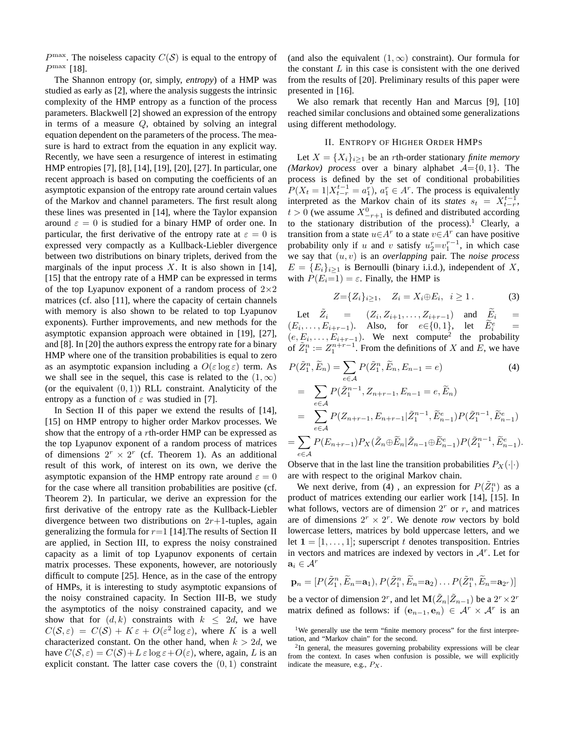$P^{\max}$. The noiseless capacity $C(\mathcal{S})$ is equal to the entropy of $P^{\max}$ [18].

The Shannon entropy (or, simply, *entropy*) of a HMP was studied as early as [2], where the analysis suggests the intrinsic complexity of the HMP entropy as a function of the process parameters. Blackwell [2] showed an expression of the entropy in terms of a measure $Q$, obtained by solving an integral equation dependent on the parameters of the process. The measure is hard to extract from the equation in any explicit way. Recently, we have seen a resurgence of interest in estimating HMP entropies [7], [8], [14], [19], [20], [27]. In particular, one recent approach is based on computing the coefficients of an asymptotic expansion of the entropy rate around certain values of the Markov and channel parameters. The first result along these lines was presented in [14], where the Taylor expansion around $\varepsilon = 0$ is studied for a binary HMP of order one. In particular, the first derivative of the entropy rate at $\varepsilon = 0$ is expressed very compactly as a Kullback-Leibler divergence between two distributions on binary triplets, derived from the marginals of the input process $X$. It is also shown in [14], [15] that the entropy rate of a HMP can be expressed in terms of the top Lyapunov exponent of a random process of $2\times2$ matrices (cf. also [11], where the capacity of certain channels with memory is also shown to be related to top Lyapunov exponents). Further improvements, and new methods for the asymptotic expansion approach were obtained in [19], [27], and [8]. In [20] the authors express the entropy rate for a binary HMP where one of the transition probabilities is equal to zero as an asymptotic expansion including a $O(\varepsilon\log\varepsilon)$ term. As we shall see in the sequel, this case is related to the $(1,\infty)$ (or the equivalent $(0,1)$) RLL constraint. Analyticity of the entropy as a function of $\varepsilon$ was studied in [7].

In Section II of this paper we extend the results of [14], [15] on HMP entropy to higher order Markov processes. We show that the entropy of a $r$th-order HMP can be expressed as the top Lyapunov exponent of a random process of matrices of dimensions $2^r \times 2^r$ (cf. Theorem 1). As an additional result of this work, of interest on its own, we derive the asymptotic expansion of the HMP entropy rate around $\varepsilon = 0$ for the case where all transition probabilities are positive (cf. Theorem 2). In particular, we derive an expression for the first derivative of the entropy rate as the Kullback-Leibler divergence between two distributions on $2r{+}1$-tuples, again generalizing the formula for $r{=}1$ [14].The results of Section II are applied, in Section III, to express the noisy constrained capacity as a limit of top Lyapunov exponents of certain matrix processes. These exponents, however, are notoriously difficult to compute [25]. Hence, as in the case of the entropy of HMPs, it is interesting to study asymptotic expansions of the noisy constrained capacity. In Section III-B, we study the asymptotics of the noisy constrained capacity, and we show that for $(d,k)$ constraints with $k \leq 2d$, we have $C(\mathcal{S},\varepsilon) = C(\mathcal{S}) + K\varepsilon + O(\varepsilon^2\log\varepsilon)$, where $K$ is a well characterized constant. On the other hand, when $k > 2d$, we have $C(\mathcal{S},\varepsilon) = C(\mathcal{S}) + L\,\varepsilon\log\varepsilon + O(\varepsilon)$, where, again, $L$ is an explicit constant. The latter case covers the $(0,1)$ constraint (and also the equivalent $(1,\infty)$ constraint). Our formula for the constant $L$ in this case is consistent with the one derived from the results of [20]. Preliminary results of this paper were presented in [16].

We also remark that recently Han and Marcus [9], [10] reached similar conclusions and obtained some generalizations using different methodology.

## II. Entropy of Higher Order HMPs

Let $X = \{X_i\}_{i\geq1}$ be an $r$th-order stationary *finite memory (Markov) process* over a binary alphabet $\mathcal{A}{=}\{0,1\}$. The process is defined by the set of conditional probabilities $P(X_t = 1|X_{t-r}^{t-1} = a_1^r)$, $a_1^r \in A^r$. The process is equivalently interpreted as the Markov chain of its *states* $s_t = X_{t-r}^{t-1}$, $t > 0$ (we assume $X_{-r+1}^0$ is defined and distributed according to the stationary distribution of the process).[1] Clearly, a transition from a state $u{\in}A^r$ to a state $v{\in}A^r$ can have positive probability only if $u$ and $v$ satisfy $u_2^r{=}v_1^{r-1}$, in which case we say that $(u,v)$ is an *overlapping* pair. The *noise process* $E = \{E_i\}_{i\geq1}$ is Bernoulli (binary i.i.d.), independent of $X$, with $P(E_i{=}1) = \varepsilon$. Finally, the HMP is

$$Z{=}\{Z_i\}_{i\geq1}, \quad Z_i = X_i{\oplus}E_i, \;\; i\geq1\,. \tag{3}$$

Let $\tilde{Z}_i = (Z_i, Z_{i+1},\ldots,Z_{i+r-1})$ and $\widetilde{E}_i = (E_i,\ldots,E_{i+r-1})$. Also, for $e{\in}\{0,1\}$, let $\widetilde{E}_i^e = (e, E_i,\ldots,E_{i+r-1})$. We next compute[2] the probability of $\tilde{Z}_1^n := Z_1^{n+r-1}$. From the definitions of $X$ and $E$, we have

$$\begin{aligned}
P(\tilde{Z}_1^n,\widetilde{E}_n) &= \sum_{e\in\mathcal{A}} P(\tilde{Z}_1^n,\widetilde{E}_n,E_{n-1}=e) \qquad (4)\\
&= \sum_{e\in\mathcal{A}} P(\tilde{Z}_1^{n-1},Z_{n+r-1},E_{n-1}=e,\widetilde{E}_n)\\
&= \sum_{e\in\mathcal{A}} P(Z_{n+r-1},E_{n+r-1}|\tilde{Z}_1^{n-1},\widetilde{E}_{n-1}^e)P(\tilde{Z}_1^{n-1},\widetilde{E}_{n-1}^e)\\
&= \sum_{e\in\mathcal{A}} P(E_{n+r-1})P_X(\tilde{Z}_n{\oplus}\widetilde{E}_n|\tilde{Z}_{n-1}{\oplus}\widetilde{E}_{n-1}^e)P(\tilde{Z}_1^{n-1},\widetilde{E}_{n-1}^e).
\end{aligned}$$

Observe that in the last line the transition probabilities $P_X(\cdot|\cdot)$ are with respect to the original Markov chain.

We next derive, from (4) , an expression for $P(\tilde{Z}_1^n)$ as a product of matrices extending our earlier work [14], [15]. In what follows, vectors are of dimension $2^r$ or $r$, and matrices are of dimensions $2^r\times2^r$. We denote *row* vectors by bold lowercase letters, matrices by bold uppercase letters, and we let $\mathbf{1} = [1,\ldots,1]$; superscript $t$ denotes transposition. Entries in vectors and matrices are indexed by vectors in $\mathcal{A}^r$. Let for $\mathbf{a}_i \in \mathcal{A}^r$

$$\mathbf{p}_n = [P(\tilde{Z}_1^n,\widetilde{E}_n{=}\mathbf{a}_1),P(\tilde{Z}_1^n,\widetilde{E}_n{=}\mathbf{a}_2)\ldots P(\tilde{Z}_1^n,\widetilde{E}_n{=}\mathbf{a}_{2^r})]$$

be a vector of dimension $2^r$, and let $\mathbf{M}(\tilde{Z}_n|\tilde{Z}_{n-1})$ be a $2^r{\times}2^r$ matrix defined as follows: if $(\mathbf{e}_{n-1},\mathbf{e}_n) \in \mathcal{A}^r\times\mathcal{A}^r$ is an

[1] We generally use the term "finite memory process" for the first interpretation, and "Markov chain" for the second.

[2] In general, the measures governing probability expressions will be clear from the context. In cases when confusion is possible, we will explicitly indicate the measure, e.g., $P_X$.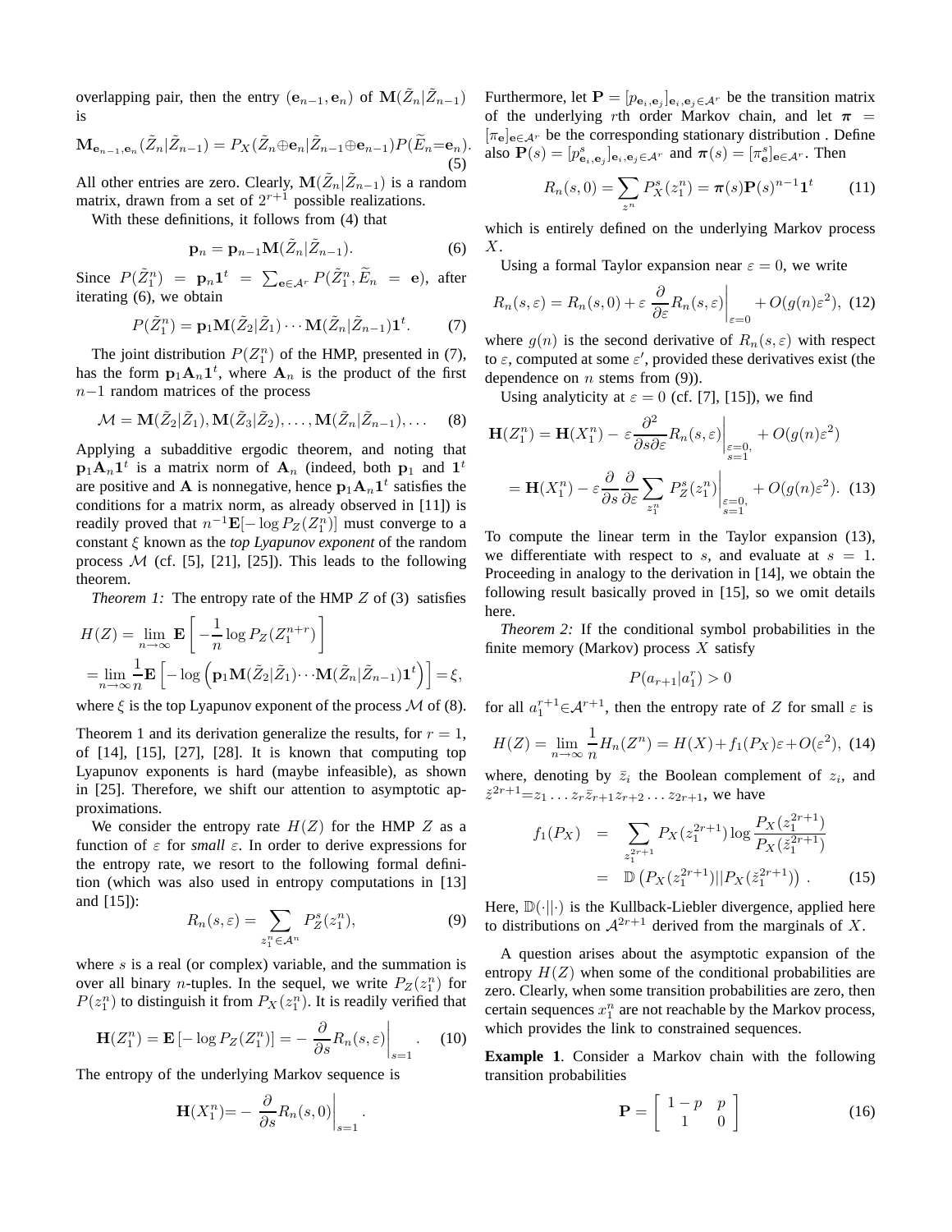overlapping pair, then the entry $(\mathbf{e}_{n-1}, \mathbf{e}_n)$ of $\mathbf{M}(\tilde{Z}_n|\tilde{Z}_{n-1})$ is

$$\mathbf{M}_{\mathbf{e}_{n-1},\mathbf{e}_n}(\tilde{Z}_n|\tilde{Z}_{n-1}) = P_X(\tilde{Z}_n \oplus \mathbf{e}_n|\tilde{Z}_{n-1} \oplus \mathbf{e}_{n-1})P(\widetilde{E}_n = \mathbf{e}_n). \tag{5}$$

All other entries are zero. Clearly, $\mathbf{M}(\tilde{Z}_n|\tilde{Z}_{n-1})$ is a random matrix, drawn from a set of $2^{r+1}$ possible realizations.

With these definitions, it follows from (4) that

$$\mathbf{p}_n = \mathbf{p}_{n-1}\mathbf{M}(\tilde{Z}_n|\tilde{Z}_{n-1}). \tag{6}$$

Since $P(\tilde{Z}_1^n) = \mathbf{p}_n \mathbf{1}^t = \sum_{\mathbf{e}\in\mathcal{A}^r} P(\tilde{Z}_1^n, \widetilde{E}_n = \mathbf{e})$, after iterating (6), we obtain

$$P(\tilde{Z}_1^n) = \mathbf{p}_1 \mathbf{M}(\tilde{Z}_2|\tilde{Z}_1)\cdots\mathbf{M}(\tilde{Z}_n|\tilde{Z}_{n-1})\mathbf{1}^t. \tag{7}$$

The joint distribution $P(Z_1^n)$ of the HMP, presented in (7), has the form $\mathbf{p}_1\mathbf{A}_n\mathbf{1}^t$, where $\mathbf{A}_n$ is the product of the first $n-1$ random matrices of the process

$$\mathcal{M} = \mathbf{M}(\tilde{Z}_2|\tilde{Z}_1), \mathbf{M}(\tilde{Z}_3|\tilde{Z}_2), \ldots, \mathbf{M}(\tilde{Z}_n|\tilde{Z}_{n-1}), \ldots \tag{8}$$

Applying a subadditive ergodic theorem, and noting that $\mathbf{p}_1\mathbf{A}_n\mathbf{1}^t$ is a matrix norm of $\mathbf{A}_n$ (indeed, both $\mathbf{p}_1$ and $\mathbf{1}^t$ are positive and $\mathbf{A}$ is nonnegative, hence $\mathbf{p}_1\mathbf{A}_n\mathbf{1}^t$ satisfies the conditions for a matrix norm, as already observed in [11]) is readily proved that $n^{-1}\mathbf{E}[-\log P_Z(Z_1^n)]$ must converge to a constant $\xi$ known as the *top Lyapunov exponent* of the random process $\mathcal{M}$ (cf. [5], [21], [25]). This leads to the following theorem.

*Theorem 1:* The entropy rate of the HMP $Z$ of (3) satisfies

$$\begin{aligned} H(Z) &= \lim_{n\to\infty} \mathbf{E}\left[-\frac{1}{n}\log P_Z(Z_1^{n+r})\right] \\ &= \lim_{n\to\infty}\frac{1}{n}\mathbf{E}\left[-\log\left(\mathbf{p}_1\mathbf{M}(\tilde{Z}_2|\tilde{Z}_1)\cdots\mathbf{M}(\tilde{Z}_n|\tilde{Z}_{n-1})\mathbf{1}^t\right)\right] = \xi, \end{aligned}$$

where $\xi$ is the top Lyapunov exponent of the process $\mathcal{M}$ of (8).

Theorem 1 and its derivation generalize the results, for $r = 1$, of [14], [15], [27], [28]. It is known that computing top Lyapunov exponents is hard (maybe infeasible), as shown in [25]. Therefore, we shift our attention to asymptotic approximations.

We consider the entropy rate $H(Z)$ for the HMP $Z$ as a function of $\varepsilon$ for *small* $\varepsilon$. In order to derive expressions for the entropy rate, we resort to the following formal definition (which was also used in entropy computations in [13] and [15]):

$$R_n(s,\varepsilon) = \sum_{z_1^n\in\mathcal{A}^n} P_Z^s(z_1^n), \tag{9}$$

where $s$ is a real (or complex) variable, and the summation is over all binary $n$-tuples. In the sequel, we write $P_Z(z_1^n)$ for $P(z_1^n)$ to distinguish it from $P_X(z_1^n)$. It is readily verified that

$$\mathbf{H}(Z_1^n) = \mathbf{E}\left[-\log P_Z(Z_1^n)\right] = -\left.\frac{\partial}{\partial s}R_n(s,\varepsilon)\right|_{s=1}. \tag{10}$$

The entropy of the underlying Markov sequence is

$$\mathbf{H}(X_1^n) = -\left.\frac{\partial}{\partial s}R_n(s,0)\right|_{s=1}.$$

Furthermore, let $\mathbf{P} = [p_{\mathbf{e}_i,\mathbf{e}_j}]_{\mathbf{e}_i,\mathbf{e}_j\in\mathcal{A}^r}$ be the transition matrix of the underlying $r$th order Markov chain, and let $\boldsymbol{\pi} = [\pi_\mathbf{e}]_{\mathbf{e}\in\mathcal{A}^r}$ be the corresponding stationary distribution . Define also $\mathbf{P}(s) = [p^s_{\mathbf{e}_i,\mathbf{e}_j}]_{\mathbf{e}_i,\mathbf{e}_j\in\mathcal{A}^r}$ and $\boldsymbol{\pi}(s) = [\pi^s_\mathbf{e}]_{\mathbf{e}\in\mathcal{A}^r}$. Then

$$R_n(s,0) = \sum_{z^n} P_X^s(z_1^n) = \boldsymbol{\pi}(s)\mathbf{P}(s)^{n-1}\mathbf{1}^t \tag{11}$$

which is entirely defined on the underlying Markov process $X$.

Using a formal Taylor expansion near $\varepsilon = 0$, we write

$$R_n(s,\varepsilon) = R_n(s,0) + \varepsilon\left.\frac{\partial}{\partial\varepsilon}R_n(s,\varepsilon)\right|_{\varepsilon=0} + O(g(n)\varepsilon^2), \tag{12}$$

where $g(n)$ is the second derivative of $R_n(s,\varepsilon)$ with respect to $\varepsilon$, computed at some $\varepsilon'$, provided these derivatives exist (the dependence on $n$ stems from (9)).

Using analyticity at $\varepsilon = 0$ (cf. [7], [15]), we find

$$\begin{aligned} \mathbf{H}(Z_1^n) &= \mathbf{H}(X_1^n) - \varepsilon\left.\frac{\partial^2}{\partial s\partial\varepsilon}R_n(s,\varepsilon)\right|_{\substack{\varepsilon=0,\\ s=1}} + O(g(n)\varepsilon^2) \\ &= \mathbf{H}(X_1^n) - \varepsilon\frac{\partial}{\partial s}\frac{\partial}{\partial\varepsilon}\sum_{z_1^n}\left.P_Z^s(z_1^n)\right|_{\substack{\varepsilon=0,\\ s=1}} + O(g(n)\varepsilon^2). \end{aligned} \tag{13}$$

To compute the linear term in the Taylor expansion (13), we differentiate with respect to $s$, and evaluate at $s = 1$. Proceeding in analogy to the derivation in [14], we obtain the following result basically proved in [15], so we omit details here.

*Theorem 2:* If the conditional symbol probabilities in the finite memory (Markov) process $X$ satisfy

$$P(a_{r+1}|a_1^r) > 0$$

for all $a_1^{r+1}\in\mathcal{A}^{r+1}$, then the entropy rate of $Z$ for small $\varepsilon$ is

$$H(Z) = \lim_{n\to\infty}\frac{1}{n}H_n(Z^n) = H(X) + f_1(P_X)\varepsilon + O(\varepsilon^2), \tag{14}$$

where, denoting by $\bar{z}_i$ the Boolean complement of $z_i$, and $\check{z}^{2r+1} = z_1\ldots z_r\bar{z}_{r+1}z_{r+2}\ldots z_{2r+1}$, we have

$$\begin{aligned} f_1(P_X) &= \sum_{z_1^{2r+1}} P_X(z_1^{2r+1})\log\frac{P_X(z_1^{2r+1})}{P_X(\check{z}_1^{2r+1})} \\ &= \mathbb{D}\left(P_X(z_1^{2r+1})||P_X(\check{z}_1^{2r+1})\right). \end{aligned} \tag{15}$$

Here, $\mathbb{D}(\cdot||\cdot)$ is the Kullback-Liebler divergence, applied here to distributions on $\mathcal{A}^{2r+1}$ derived from the marginals of $X$.

A question arises about the asymptotic expansion of the entropy $H(Z)$ when some of the conditional probabilities are zero. Clearly, when some transition probabilities are zero, then certain sequences $x_1^n$ are not reachable by the Markov process, which provides the link to constrained sequences.

**Example 1**. Consider a Markov chain with the following transition probabilities

$$\mathbf{P} = \begin{bmatrix} 1-p & p \\ 1 & 0 \end{bmatrix} \tag{16}$$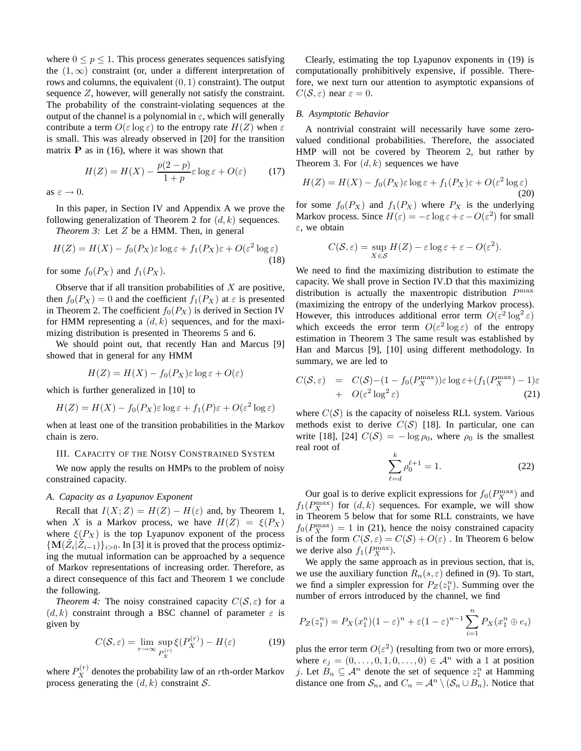where $0 \leq p \leq 1$. This process generates sequences satisfying the $(1, \infty)$ constraint (or, under a different interpretation of rows and columns, the equivalent $(0, 1)$ constraint). The output sequence $Z$, however, will generally not satisfy the constraint. The probability of the constraint-violating sequences at the output of the channel is a polynomial in $\varepsilon$, which will generally contribute a term $O(\varepsilon \log \varepsilon)$ to the entropy rate $H(Z)$ when $\varepsilon$ is small. This was already observed in [20] for the transition matrix $\mathbf{P}$ as in (16), where it was shown that

$$H(Z) = H(X) - \frac{p(2-p)}{1+p} \varepsilon \log \varepsilon + O(\varepsilon) \tag{17}$$

as $\varepsilon \to 0$.

In this paper, in Section IV and Appendix A we prove the following generalization of Theorem 2 for $(d, k)$ sequences.

*Theorem 3:* Let $Z$ be a HMM. Then, in general

$$H(Z) = H(X) - f_0(P_X)\varepsilon \log \varepsilon + f_1(P_X)\varepsilon + O(\varepsilon^2 \log \varepsilon) \tag{18}$$

for some $f_0(P_X)$ and $f_1(P_X)$.

Observe that if all transition probabilities of $X$ are positive, then $f_0(P_X) = 0$ and the coefficient $f_1(P_X)$ at $\varepsilon$ is presented in Theorem 2. The coefficient $f_0(P_X)$ is derived in Section IV for HMM representing a $(d, k)$ sequences, and for the maximizing distribution is presented in Theorems 5 and 6.

We should point out, that recently Han and Marcus [9] showed that in general for any HMM

$$H(Z) = H(X) - f_0(P_X)\varepsilon \log \varepsilon + O(\varepsilon)$$

which is further generalized in [10] to

$$H(Z) = H(X) - f_0(P_X)\varepsilon \log \varepsilon + f_1(P)\varepsilon + O(\varepsilon^2 \log \varepsilon)$$

when at least one of the transition probabilities in the Markov chain is zero.

## III. Capacity of the Noisy Constrained System

We now apply the results on HMPs to the problem of noisy constrained capacity.

### A. Capacity as a Lyapunov Exponent

Recall that $I(X; Z) = H(Z) - H(\varepsilon)$ and, by Theorem 1, when $X$ is a Markov process, we have $H(Z) = \xi(P_X)$ where $\xi(P_X)$ is the top Lyapunov exponent of the process $\{\mathbf{M}(\tilde{Z}_i|\tilde{Z}_{i-1})\}_{i>0}$. In [3] it is proved that the process optimizing the mutual information can be approached by a sequence of Markov representations of increasing order. Therefore, as a direct consequence of this fact and Theorem 1 we conclude the following.

*Theorem 4:* The noisy constrained capacity $C(\mathcal{S}, \varepsilon)$ for a $(d, k)$ constraint through a BSC channel of parameter $\varepsilon$ is given by

$$C(\mathcal{S}, \varepsilon) = \lim_{r \to \infty} \sup_{P_X^{(r)}} \xi(P_X^{(r)}) - H(\varepsilon) \tag{19}$$

where $P_X^{(r)}$ denotes the probability law of an $r$th-order Markov process generating the $(d, k)$ constraint $\mathcal{S}$.

Clearly, estimating the top Lyapunov exponents in (19) is computationally prohibitively expensive, if possible. Therefore, we next turn our attention to asymptotic expansions of $C(\mathcal{S}, \varepsilon)$ near $\varepsilon = 0$.

### B. Asymptotic Behavior

A nontrivial constraint will necessarily have some zero-valued conditional probabilities. Therefore, the associated HMP will not be covered by Theorem 2, but rather by Theorem 3. For $(d, k)$ sequences we have

$$H(Z) = H(X) - f_0(P_X)\varepsilon \log \varepsilon + f_1(P_X)\varepsilon + O(\varepsilon^2 \log \varepsilon) \tag{20}$$

for some $f_0(P_X)$ and $f_1(P_X)$ where $P_X$ is the underlying Markov process. Since $H(\varepsilon) = -\varepsilon \log \varepsilon + \varepsilon - O(\varepsilon^2)$ for small $\varepsilon$, we obtain

$$C(\mathcal{S}, \varepsilon) = \sup_{X \in \mathcal{S}} H(Z) - \varepsilon \log \varepsilon + \varepsilon - O(\varepsilon^2).$$

We need to find the maximizing distribution to estimate the capacity. We shall prove in Section IV.D that this maximizing distribution is actually the maxentropic distribution $P^{\max}$ (maximizing the entropy of the underlying Markov process). However, this introduces additional error term $O(\varepsilon^2 \log^2 \varepsilon)$ which exceeds the error term $O(\varepsilon^2 \log \varepsilon)$ of the entropy estimation in Theorem 3 The same result was established by Han and Marcus [9], [10] using different methodology. In summary, we are led to

$$\begin{aligned} C(\mathcal{S}, \varepsilon) &= C(\mathcal{S}) - (1 - f_0(P_X^{\max}))\varepsilon \log \varepsilon + (f_1(P_X^{\max}) - 1)\varepsilon \\ &+ O(\varepsilon^2 \log^2 \varepsilon) \end{aligned} \tag{21}$$

where $C(\mathcal{S})$ is the capacity of noiseless RLL system. Various methods exist to derive $C(\mathcal{S})$ [18]. In particular, one can write [18], [24] $C(\mathcal{S}) = -\log \rho_0$, where $\rho_0$ is the smallest real root of

$$\sum_{\ell=d}^{k} \rho_0^{\ell+1} = 1. \tag{22}$$

Our goal is to derive explicit expressions for $f_0(P_X^{\max})$ and $f_1(P_X^{\max})$ for $(d, k)$ sequences. For example, we will show in Theorem 5 below that for some RLL constraints, we have $f_0(P_X^{\max}) = 1$ in (21), hence the noisy constrained capacity is of the form $C(\mathcal{S}, \varepsilon) = C(\mathcal{S}) + O(\varepsilon)$ . In Theorem 6 below we derive also $f_1(P_X^{\max})$.

We apply the same approach as in previous section, that is, we use the auxiliary function $R_n(s, \varepsilon)$ defined in (9). To start, we find a simpler expression for $P_Z(z_1^n)$. Summing over the number of errors introduced by the channel, we find

$$P_Z(z_1^n) = P_X(x_1^n)(1-\varepsilon)^n + \varepsilon(1-\varepsilon)^{n-1} \sum_{i=1}^{n} P_X(x_1^n \oplus e_i)$$

plus the error term $O(\varepsilon^2)$ (resulting from two or more errors), where $e_j = (0, \ldots, 0, 1, 0, \ldots, 0) \in \mathcal{A}^n$ with a 1 at position $j$. Let $B_n \subseteq \mathcal{A}^n$ denote the set of sequence $z_1^n$ at Hamming distance one from $\mathcal{S}_n$, and $C_n = \mathcal{A}^n \setminus (\mathcal{S}_n \cup B_n)$. Notice that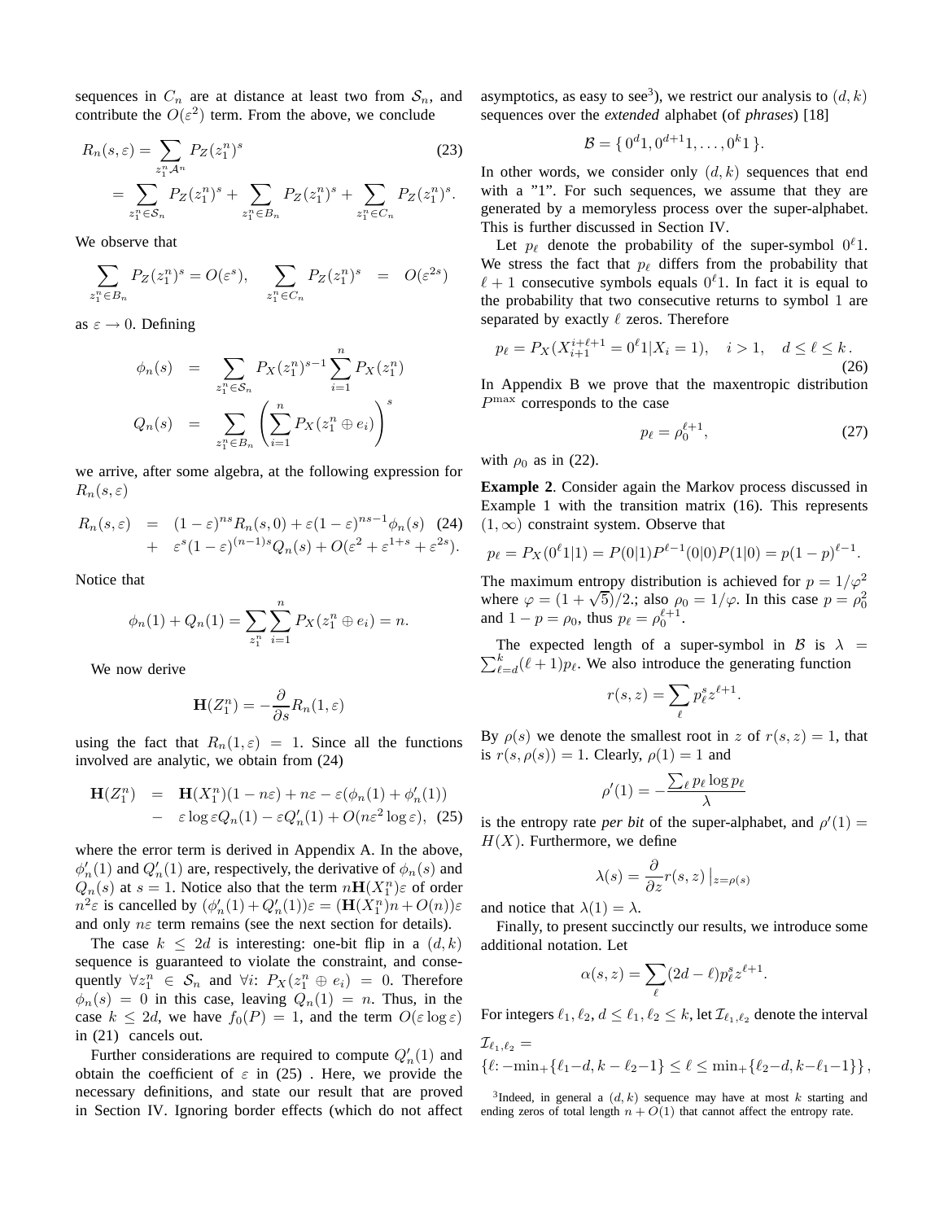sequences in $C_n$ are at distance at least two from $\mathcal{S}_n$, and contribute the $O(\varepsilon^2)$ term. From the above, we conclude

$$
\begin{aligned}
R_n(s,\varepsilon) &= \sum_{z_1^n \mathcal{A}^n} P_Z(z_1^n)^s \qquad (23)\\
&= \sum_{z_1^n \in \mathcal{S}_n} P_Z(z_1^n)^s + \sum_{z_1^n \in B_n} P_Z(z_1^n)^s + \sum_{z_1^n \in C_n} P_Z(z_1^n)^s.
\end{aligned}
$$

We observe that

$$
\sum_{z_1^n \in B_n} P_Z(z_1^n)^s = O(\varepsilon^s), \quad \sum_{z_1^n \in C_n} P_Z(z_1^n)^s \;=\; O(\varepsilon^{2s})
$$

as $\varepsilon \to 0$. Defining

$$
\begin{aligned}
\phi_n(s) &= \sum_{z_1^n \in \mathcal{S}_n} P_X(z_1^n)^{s-1} \sum_{i=1}^n P_X(z_1^n)\\
Q_n(s) &= \sum_{z_1^n \in B_n} \left( \sum_{i=1}^n P_X(z_1^n \oplus e_i) \right)^s
\end{aligned}
$$

we arrive, after some algebra, at the following expression for $R_n(s,\varepsilon)$

$$
\begin{aligned}
R_n(s,\varepsilon) &= (1-\varepsilon)^{ns} R_n(s,0) + \varepsilon(1-\varepsilon)^{ns-1}\phi_n(s) \quad (24)\\
&+ \varepsilon^s (1-\varepsilon)^{(n-1)s} Q_n(s) + O(\varepsilon^2 + \varepsilon^{1+s} + \varepsilon^{2s}).
\end{aligned}
$$

Notice that

$$
\phi_n(1) + Q_n(1) = \sum_{z_1^n} \sum_{i=1}^n P_X(z_1^n \oplus e_i) = n.
$$

We now derive

$$
\mathbf{H}(Z_1^n) = -\frac{\partial}{\partial s} R_n(1,\varepsilon)
$$

using the fact that $R_n(1,\varepsilon) = 1$. Since all the functions involved are analytic, we obtain from (24)

$$
\begin{aligned}
\mathbf{H}(Z_1^n) &= \mathbf{H}(X_1^n)(1-n\varepsilon) + n\varepsilon - \varepsilon(\phi_n(1) + \phi_n'(1))\\
&- \varepsilon \log \varepsilon Q_n(1) - \varepsilon Q_n'(1) + O(n\varepsilon^2 \log \varepsilon), \quad (25)
\end{aligned}
$$

where the error term is derived in Appendix A. In the above, $\phi_n'(1)$ and $Q_n'(1)$ are, respectively, the derivative of $\phi_n(s)$ and $Q_n(s)$ at $s=1$. Notice also that the term $n\mathbf{H}(X_1^n)\varepsilon$ of order $n^2\varepsilon$ is cancelled by $(\phi_n'(1) + Q_n'(1))\varepsilon = (\mathbf{H}(X_1^n)n + O(n))\varepsilon$ and only $n\varepsilon$ term remains (see the next section for details).

The case $k \le 2d$ is interesting: one-bit flip in a $(d,k)$ sequence is guaranteed to violate the constraint, and consequently $\forall z_1^n \in \mathcal{S}_n$ and $\forall i$: $P_X(z_1^n \oplus e_i) = 0$. Therefore $\phi_n(s) = 0$ in this case, leaving $Q_n(1) = n$. Thus, in the case $k \le 2d$, we have $f_0(P) = 1$, and the term $O(\varepsilon \log \varepsilon)$ in (21) cancels out.

Further considerations are required to compute $Q_n'(1)$ and obtain the coefficient of $\varepsilon$ in (25) . Here, we provide the necessary definitions, and state our result that are proved in Section IV. Ignoring border effects (which do not affect asymptotics, as easy to see[3]), we restrict our analysis to $(d,k)$ sequences over the *extended* alphabet (of *phrases*) [18]

$$
\mathcal{B} = \{\, 0^d 1, 0^{d+1} 1, \ldots, 0^k 1 \,\}.
$$

In other words, we consider only $(d,k)$ sequences that end with a "1". For such sequences, we assume that they are generated by a memoryless process over the super-alphabet. This is further discussed in Section IV.

Let $p_\ell$ denote the probability of the super-symbol $0^\ell 1$. We stress the fact that $p_\ell$ differs from the probability that $\ell+1$ consecutive symbols equals $0^\ell 1$. In fact it is equal to the probability that two consecutive returns to symbol 1 are separated by exactly $\ell$ zeros. Therefore

$$
p_\ell = P_X(X_{i+1}^{i+\ell+1} = 0^\ell 1 | X_i = 1), \quad i > 1, \quad d \le \ell \le k\,. \qquad (26)
$$

In Appendix B we prove that the maxentropic distribution $P^{\max}$ corresponds to the case

$$
p_\ell = \rho_0^{\ell+1}, \qquad (27)
$$

with $\rho_0$ as in (22).

**Example 2**. Consider again the Markov process discussed in Example 1 with the transition matrix (16). This represents $(1,\infty)$ constraint system. Observe that

$$
p_\ell = P_X(0^\ell 1|1) = P(0|1)P^{\ell-1}(0|0)P(1|0) = p(1-p)^{\ell-1}.
$$

The maximum entropy distribution is achieved for $p = 1/\varphi^2$ where $\varphi = (1+\sqrt{5})/2$.; also $\rho_0 = 1/\varphi$. In this case $p = \rho_0^2$ and $1-p = \rho_0$, thus $p_\ell = \rho_0^{\ell+1}$.

The expected length of a super-symbol in $\mathcal{B}$ is $\lambda = \sum_{\ell=d}^k (\ell+1)p_\ell$. We also introduce the generating function

$$
r(s,z) = \sum_\ell p_\ell^s z^{\ell+1}.
$$

By $\rho(s)$ we denote the smallest root in $z$ of $r(s,z) = 1$, that is $r(s,\rho(s)) = 1$. Clearly, $\rho(1) = 1$ and

$$
\rho'(1) = -\frac{\sum_\ell p_\ell \log p_\ell}{\lambda}
$$

is the entropy rate *per bit* of the super-alphabet, and $\rho'(1) = H(X)$. Furthermore, we define

$$
\lambda(s) = \frac{\partial}{\partial z} r(s,z)\left.\right|_{z=\rho(s)}
$$

and notice that $\lambda(1) = \lambda$.

Finally, to present succinctly our results, we introduce some additional notation. Let

$$
\alpha(s,z) = \sum_\ell (2d-\ell) p_\ell^s z^{\ell+1}.
$$

For integers $\ell_1, \ell_2$, $d \le \ell_1, \ell_2 \le k$, let $\mathcal{I}_{\ell_1,\ell_2}$ denote the interval

$$
\mathcal{I}_{\ell_1,\ell_2} = \{\ell \colon -\min{}_+\{\ell_1 - d, k - \ell_2 - 1\} \le \ell \le \min{}_+\{\ell_2 - d, k - \ell_1 - 1\}\},
$$

[3] Indeed, in general a $(d,k)$ sequence may have at most $k$ starting and ending zeros of total length $n + O(1)$ that cannot affect the entropy rate.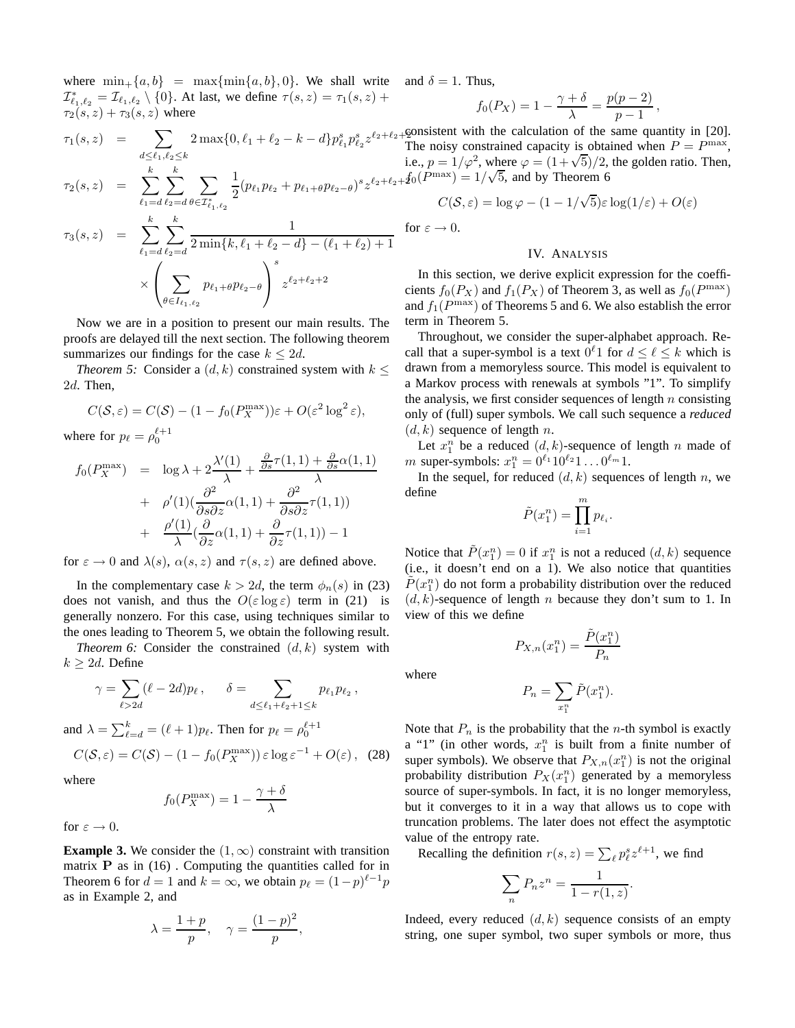where $\min_+\{a,b\} = \max\{\min\{a,b\},0\}$. We shall write $\mathcal{I}^*_{\ell_1,\ell_2} = \mathcal{I}_{\ell_1,\ell_2} \setminus \{0\}$. At last, we define $\tau(s,z) = \tau_1(s,z) + \tau_2(s,z) + \tau_3(s,z)$ where

$$\tau_1(s,z) = \sum_{d\le \ell_1,\ell_2\le k} 2\max\{0,\ell_1+\ell_2-k-d\} p_{\ell_1}^s p_{\ell_2}^s z^{\ell_1+\ell_2+2}$$

$$\tau_2(s,z) = \sum_{\ell_1=d}^{k}\sum_{\ell_2=d}^{k}\sum_{\theta\in\mathcal{I}^*_{\ell_1,\ell_2}} \frac{1}{2}(p_{\ell_1}p_{\ell_2} + p_{\ell_1+\theta}p_{\ell_2-\theta})^s z^{\ell_2+\ell_2+2}$$

$$\tau_3(s,z) = \sum_{\ell_1=d}^{k}\sum_{\ell_2=d}^{k} \frac{1}{2\min\{k,\ell_1+\ell_2-d\}-(\ell_1+\ell_2)+1} \times \left(\sum_{\theta\in I_{\ell_1,\ell_2}} p_{\ell_1+\theta}p_{\ell_2-\theta}\right)^s z^{\ell_2+\ell_2+2}$$

Now we are in a position to present our main results. The proofs are delayed till the next section. The following theorem summarizes our findings for the case $k \le 2d$.

*Theorem 5:* Consider a $(d,k)$ constrained system with $k \le 2d$. Then,

$$C(\mathcal{S},\varepsilon) = C(\mathcal{S}) - (1 - f_0(P_X^{\max}))\varepsilon + O(\varepsilon^2\log^2\varepsilon),$$

where for $p_\ell = \rho_0^{\ell+1}$

$$\begin{aligned}
f_0(P_X^{\max}) &= \log\lambda + 2\frac{\lambda'(1)}{\lambda} + \frac{\frac{\partial}{\partial s}\tau(1,1) + \frac{\partial}{\partial s}\alpha(1,1)}{\lambda} \\
&+ \rho'(1)\left(\frac{\partial^2}{\partial s\partial z}\alpha(1,1) + \frac{\partial^2}{\partial s\partial z}\tau(1,1)\right) \\
&+ \frac{\rho'(1)}{\lambda}\left(\frac{\partial}{\partial z}\alpha(1,1) + \frac{\partial}{\partial z}\tau(1,1)\right) - 1
\end{aligned}$$

for $\varepsilon \to 0$ and $\lambda(s)$, $\alpha(s,z)$ and $\tau(s,z)$ are defined above.

In the complementary case $k > 2d$, the term $\phi_n(s)$ in (23) does not vanish, and thus the $O(\varepsilon\log\varepsilon)$ term in (21) is generally nonzero. For this case, using techniques similar to the ones leading to Theorem 5, we obtain the following result.

*Theorem 6:* Consider the constrained $(d,k)$ system with $k \ge 2d$. Define

$$\gamma = \sum_{\ell>2d}(\ell-2d)p_\ell\,, \qquad \delta = \sum_{d\le\ell_1+\ell_2+1\le k} p_{\ell_1}p_{\ell_2}\,,$$

and $\lambda = \sum_{\ell=d}^k = (\ell+1)p_\ell$. Then for $p_\ell = \rho_0^{\ell+1}$

$$C(\mathcal{S},\varepsilon) = C(\mathcal{S}) - (1 - f_0(P_X^{\max}))\,\varepsilon\log\varepsilon^{-1} + O(\varepsilon)\,, \quad (28)$$

where

$$f_0(P_X^{\max}) = 1 - \frac{\gamma+\delta}{\lambda}$$

for $\varepsilon \to 0$.

**Example 3.** We consider the $(1,\infty)$ constraint with transition matrix $\mathbf{P}$ as in (16) . Computing the quantities called for in Theorem 6 for $d=1$ and $k=\infty$, we obtain $p_\ell = (1-p)^{\ell-1}p$ as in Example 2, and

$$\lambda = \frac{1+p}{p}, \quad \gamma = \frac{(1-p)^2}{p},$$

and $\delta = 1$. Thus,

$$f_0(P_X) = 1 - \frac{\gamma+\delta}{\lambda} = \frac{p(p-2)}{p-1}\,,$$

consistent with the calculation of the same quantity in [20]. The noisy constrained capacity is obtained when $P = P^{\max}$, i.e., $p = 1/\varphi^2$, where $\varphi = (1+\sqrt{5})/2$, the golden ratio. Then, $f_0(P^{\max}) = 1/\sqrt{5}$, and by Theorem 6

$$C(\mathcal{S},\varepsilon) = \log\varphi - (1 - 1/\sqrt{5})\varepsilon\log(1/\varepsilon) + O(\varepsilon)$$

for $\varepsilon \to 0$.

## IV. Analysis

In this section, we derive explicit expression for the coefficients $f_0(P_X)$ and $f_1(P_X)$ of Theorem 3, as well as $f_0(P^{\max})$ and $f_1(P^{\max})$ of Theorems 5 and 6. We also establish the error term in Theorem 5.

Throughout, we consider the super-alphabet approach. Recall that a super-symbol is a text $0^\ell 1$ for $d \le \ell \le k$ which is drawn from a memoryless source. This model is equivalent to a Markov process with renewals at symbols "1". To simplify the analysis, we first consider sequences of length $n$ consisting only of (full) super symbols. We call such sequence a *reduced* $(d,k)$ sequence of length $n$.

Let $x_1^n$ be a reduced $(d,k)$-sequence of length $n$ made of $m$ super-symbols: $x_1^n = 0^{\ell_1}10^{\ell_2}1\ldots0^{\ell_m}1$.

In the sequel, for reduced $(d,k)$ sequences of length $n$, we define

$$\tilde{P}(x_1^n) = \prod_{i=1}^m p_{\ell_i}.$$

Notice that $\tilde{P}(x_1^n) = 0$ if $x_1^n$ is not a reduced $(d,k)$ sequence (i.e., it doesn't end on a 1). We also notice that quantities $\tilde{P}(x_1^n)$ do not form a probability distribution over the reduced $(d,k)$-sequence of length $n$ because they don't sum to 1. In view of this we define

$$P_{X,n}(x_1^n) = \frac{\tilde{P}(x_1^n)}{P_n}$$

where

$$P_n = \sum_{x_1^n}\tilde{P}(x_1^n).$$

Note that $P_n$ is the probability that the $n$-th symbol is exactly a "1" (in other words, $x_1^n$ is built from a finite number of super symbols). We observe that $P_{X,n}(x_1^n)$ is not the original probability distribution $P_X(x_1^n)$ generated by a memoryless source of super-symbols. In fact, it is no longer memoryless, but it converges to it in a way that allows us to cope with truncation problems. The later does not effect the asymptotic value of the entropy rate.

Recalling the definition $r(s,z) = \sum_\ell p_\ell^s z^{\ell+1}$, we find

$$\sum_n P_n z^n = \frac{1}{1 - r(1,z)}.$$

Indeed, every reduced $(d,k)$ sequence consists of an empty string, one super symbol, two super symbols or more, thus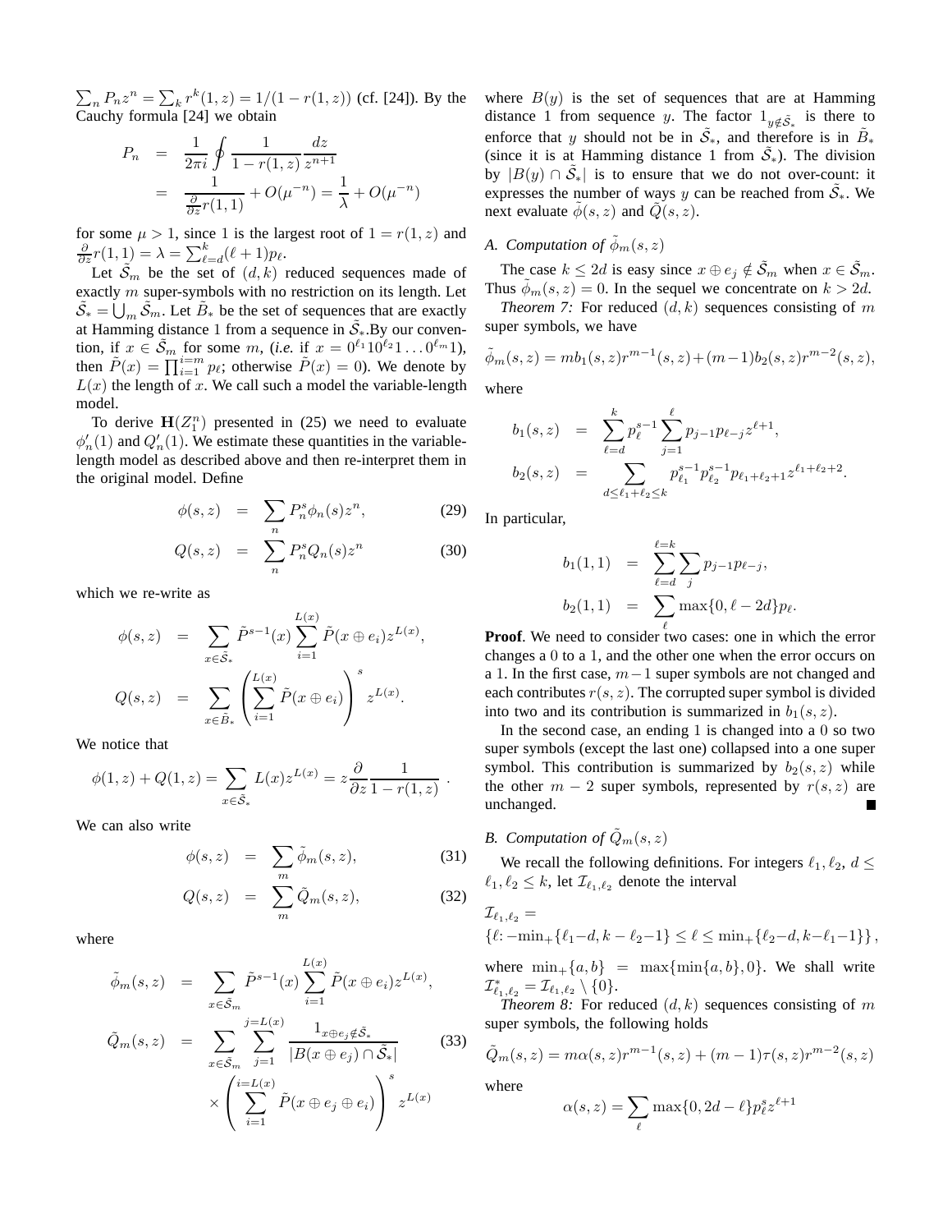$\sum_n P_n z^n = \sum_k r^k(1,z) = 1/(1-r(1,z))$ (cf. [24]). By the Cauchy formula [24] we obtain

$$
\begin{aligned}
P_n &= \frac{1}{2\pi i}\oint \frac{1}{1-r(1,z)}\frac{dz}{z^{n+1}} \\
&= \frac{1}{\frac{\partial}{\partial z}r(1,1)} + O(\mu^{-n}) = \frac{1}{\lambda} + O(\mu^{-n})
\end{aligned}
$$

for some $\mu > 1$, since 1 is the largest root of $1 = r(1,z)$ and $\frac{\partial}{\partial z}r(1,1) = \lambda = \sum_{\ell=d}^{k}(\ell+1)p_\ell$.

Let $\tilde{\mathcal{S}}_m$ be the set of $(d,k)$ reduced sequences made of exactly $m$ super-symbols with no restriction on its length. Let $\tilde{\mathcal{S}}_* = \bigcup_m \tilde{\mathcal{S}}_m$. Let $\tilde{B}_*$ be the set of sequences that are exactly at Hamming distance 1 from a sequence in $\tilde{\mathcal{S}}_*$.By our convention, if $x \in \tilde{\mathcal{S}}_m$ for some $m$, (*i.e.* if $x = 0^{\ell_1}10^{\ell_2}1\ldots0^{\ell_m}1$), then $\tilde{P}(x) = \prod_{i=1}^{i=m} p_\ell$; otherwise $\tilde{P}(x) = 0$). We denote by $L(x)$ the length of $x$. We call such a model the variable-length model.

To derive $\mathbf{H}(Z_1^n)$ presented in (25) we need to evaluate $\phi_n'(1)$ and $Q_n'(1)$. We estimate these quantities in the variable-length model as described above and then re-interpret them in the original model. Define

$$
\begin{aligned}
\phi(s,z) &= \sum_n P_n^s \phi_n(s) z^n, &(29)\\
Q(s,z) &= \sum_n P_n^s Q_n(s) z^n &(30)
\end{aligned}
$$

which we re-write as

$$
\begin{aligned}
\phi(s,z) &= \sum_{x\in\tilde{\mathcal{S}}_*} \tilde{P}^{s-1}(x)\sum_{i=1}^{L(x)}\tilde{P}(x\oplus e_i)z^{L(x)}, \\
Q(s,z) &= \sum_{x\in\tilde{B}_*}\left(\sum_{i=1}^{L(x)}\tilde{P}(x\oplus e_i)\right)^s z^{L(x)}.
\end{aligned}
$$

We notice that

$$
\phi(1,z) + Q(1,z) = \sum_{x\in\tilde{\mathcal{S}}_*} L(x)z^{L(x)} = z\frac{\partial}{\partial z}\frac{1}{1-r(1,z)}\ .
$$

We can also write

$$
\begin{aligned}
\phi(s,z) &= \sum_m \tilde{\phi}_m(s,z), &(31)\\
Q(s,z) &= \sum_m \tilde{Q}_m(s,z), &(32)
\end{aligned}
$$

where

$$
\begin{aligned}
\tilde{\phi}_m(s,z) &= \sum_{x\in\tilde{\mathcal{S}}_m}\tilde{P}^{s-1}(x)\sum_{i=1}^{L(x)}\tilde{P}(x\oplus e_i)z^{L(x)}, \\
\tilde{Q}_m(s,z) &= \sum_{x\in\tilde{\mathcal{S}}_m}\sum_{j=1}^{j=L(x)}\frac{1_{x\oplus e_j\notin\tilde{\mathcal{S}}_*}}{|B(x\oplus e_j)\cap\tilde{\mathcal{S}}_*|} \qquad (33)\\
&\quad\times\left(\sum_{i=1}^{i=L(x)}\tilde{P}(x\oplus e_j\oplus e_i)\right)^s z^{L(x)}
\end{aligned}
$$

where $B(y)$ is the set of sequences that are at Hamming distance 1 from sequence $y$. The factor $1_{y\notin\tilde{\mathcal{S}}_*}$ is there to enforce that $y$ should not be in $\tilde{\mathcal{S}}_*$, and therefore is in $\tilde{B}_*$ (since it is at Hamming distance 1 from $\tilde{\mathcal{S}}_*$). The division by $|B(y)\cap\tilde{\mathcal{S}}_*|$ is to ensure that we do not over-count: it expresses the number of ways $y$ can be reached from $\tilde{\mathcal{S}}_*$. We next evaluate $\tilde{\phi}(s,z)$ and $\tilde{Q}(s,z)$.

### A. Computation of $\tilde{\phi}_m(s,z)$

The case $k \le 2d$ is easy since $x\oplus e_j \notin \tilde{\mathcal{S}}_m$ when $x\in\tilde{\mathcal{S}}_m$. Thus $\tilde{\phi}_m(s,z) = 0$. In the sequel we concentrate on $k > 2d$.

*Theorem 7:* For reduced $(d,k)$ sequences consisting of $m$ super symbols, we have

$$
\tilde{\phi}_m(s,z) = mb_1(s,z)r^{m-1}(s,z) + (m-1)b_2(s,z)r^{m-2}(s,z),
$$

where

$$
\begin{aligned}
b_1(s,z) &= \sum_{\ell=d}^{k} p_\ell^{s-1}\sum_{j=1}^{\ell}p_{j-1}p_{\ell-j}z^{\ell+1}, \\
b_2(s,z) &= \sum_{d\le\ell_1+\ell_2\le k} p_{\ell_1}^{s-1}p_{\ell_2}^{s-1}p_{\ell_1+\ell_2+1}z^{\ell_1+\ell_2+2}.
\end{aligned}
$$

In particular,

$$
\begin{aligned}
b_1(1,1) &= \sum_{\ell=d}^{\ell=k}\sum_j p_{j-1}p_{\ell-j}, \\
b_2(1,1) &= \sum_\ell \max\{0,\ell-2d\}p_\ell.
\end{aligned}
$$

**Proof**. We need to consider two cases: one in which the error changes a 0 to a 1, and the other one when the error occurs on a 1. In the first case, $m-1$ super symbols are not changed and each contributes $r(s,z)$. The corrupted super symbol is divided into two and its contribution is summarized in $b_1(s,z)$.

In the second case, an ending 1 is changed into a 0 so two super symbols (except the last one) collapsed into a one super symbol. This contribution is summarized by $b_2(s,z)$ while the other $m-2$ super symbols, represented by $r(s,z)$ are unchanged. ∎

### B. Computation of $\tilde{Q}_m(s,z)$

We recall the following definitions. For integers $\ell_1, \ell_2$, $d \le \ell_1, \ell_2 \le k$, let $\mathcal{I}_{\ell_1,\ell_2}$ denote the interval

$$
\begin{aligned}
&\mathcal{I}_{\ell_1,\ell_2} = \\
&\{\ell\colon -\min{}_+\{\ell_1-d, k-\ell_2-1\} \le \ell \le \min{}_+\{\ell_2-d, k-\ell_1-1\}\},
\end{aligned}
$$

where $\min_+\{a,b\} = \max\{\min\{a,b\},0\}$. We shall write $\mathcal{I}^*_{\ell_1,\ell_2} = \mathcal{I}_{\ell_1,\ell_2}\setminus\{0\}$.

*Theorem 8:* For reduced $(d,k)$ sequences consisting of $m$ super symbols, the following holds

$$
\tilde{Q}_m(s,z) = m\alpha(s,z)r^{m-1}(s,z) + (m-1)\tau(s,z)r^{m-2}(s,z)
$$

where

$$
\alpha(s,z) = \sum_\ell \max\{0, 2d-\ell\}p_\ell^s z^{\ell+1}
$$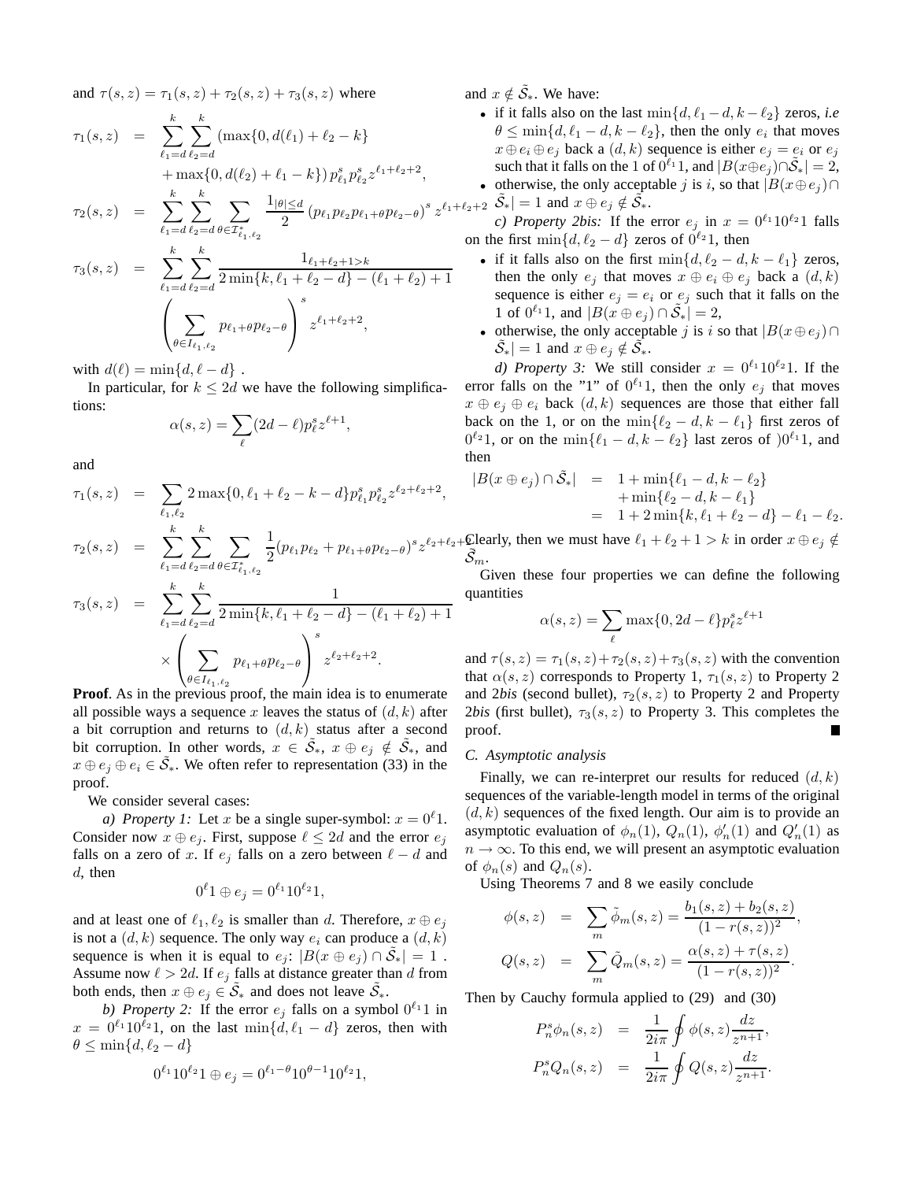and $\tau(s,z) = \tau_1(s,z) + \tau_2(s,z) + \tau_3(s,z)$ where

$$
\begin{aligned}
\tau_1(s,z) &= \sum_{\ell_1=d}^{k}\sum_{\ell_2=d}^{k}(\max\{0, d(\ell_1)+\ell_2-k\} \\
&\quad + \max\{0, d(\ell_2)+\ell_1-k\})\, p_{\ell_1}^s p_{\ell_2}^s z^{\ell_1+\ell_2+2}, \\
\tau_2(s,z) &= \sum_{\ell_1=d}^{k}\sum_{\ell_2=d}^{k}\sum_{\theta\in\mathcal{I}^*_{\ell_1,\ell_2}} \frac{1_{|\theta|\le d}}{2}\left(p_{\ell_1}p_{\ell_2}p_{\ell_1+\theta}p_{\ell_2-\theta}\right)^s z^{\ell_1+\ell_2+2} \\
\tau_3(s,z) &= \sum_{\ell_1=d}^{k}\sum_{\ell_2=d}^{k}\frac{1_{\ell_1+\ell_2+1>k}}{2\min\{k,\ell_1+\ell_2-d\}-(\ell_1+\ell_2)+1} \\
&\quad \left(\sum_{\theta\in I_{\ell_1,\ell_2}} p_{\ell_1+\theta}p_{\ell_2-\theta}\right)^s z^{\ell_1+\ell_2+2},
\end{aligned}
$$

with $d(\ell) = \min\{d, \ell-d\}$ .

In particular, for $k \le 2d$ we have the following simplifications:

$$
\alpha(s,z) = \sum_{\ell}(2d-\ell)p_\ell^s z^{\ell+1},
$$

and

$$
\begin{aligned}
\tau_1(s,z) &= \sum_{\ell_1,\ell_2} 2\max\{0, \ell_1+\ell_2-k-d\} p_{\ell_1}^s p_{\ell_2}^s z^{\ell_2+\ell_2+2}, \\
\tau_2(s,z) &= \sum_{\ell_1=d}^{k}\sum_{\ell_2=d}^{k}\sum_{\theta\in\mathcal{I}^*_{\ell_1,\ell_2}} \frac{1}{2}(p_{\ell_1}p_{\ell_2}+p_{\ell_1+\theta}p_{\ell_2-\theta})^s z^{\ell_2+\ell_2+2} \\
\tau_3(s,z) &= \sum_{\ell_1=d}^{k}\sum_{\ell_2=d}^{k}\frac{1}{2\min\{k,\ell_1+\ell_2-d\}-(\ell_1+\ell_2)+1} \\
&\quad \times \left(\sum_{\theta\in I_{\ell_1,\ell_2}} p_{\ell_1+\theta}p_{\ell_2-\theta}\right)^s z^{\ell_2+\ell_2+2}.
\end{aligned}
$$

**Proof**. As in the previous proof, the main idea is to enumerate all possible ways a sequence $x$ leaves the status of $(d,k)$ after a bit corruption and returns to $(d,k)$ status after a second bit corruption. In other words, $x \in \tilde{\mathcal{S}}_*$, $x \oplus e_j \notin \tilde{\mathcal{S}}_*$, and $x \oplus e_j \oplus e_i \in \tilde{\mathcal{S}}_*$. We often refer to representation (33) in the proof.

We consider several cases:

*a) Property 1:* Let $x$ be a single super-symbol: $x = 0^\ell 1$. Consider now $x \oplus e_j$. First, suppose $\ell \le 2d$ and the error $e_j$ falls on a zero of $x$. If $e_j$ falls on a zero between $\ell - d$ and $d$, then

$$
0^\ell 1 \oplus e_j = 0^{\ell_1}10^{\ell_2}1,
$$

and at least one of $\ell_1, \ell_2$ is smaller than $d$. Therefore, $x \oplus e_j$ is not a $(d,k)$ sequence. The only way $e_i$ can produce a $(d,k)$ sequence is when it is equal to $e_j$: $|B(x\oplus e_j)\cap\tilde{\mathcal{S}}_*| = 1$ . Assume now $\ell > 2d$. If $e_j$ falls at distance greater than $d$ from both ends, then $x \oplus e_j \in \tilde{\mathcal{S}}_*$ and does not leave $\tilde{\mathcal{S}}_*$.

*b) Property 2:* If the error $e_j$ falls on a symbol $0^{\ell_1}1$ in $x = 0^{\ell_1}10^{\ell_2}1$, on the last $\min\{d, \ell_1 - d\}$ zeros, then with $\theta \le \min\{d, \ell_2 - d\}$

$$
0^{\ell_1}10^{\ell_2}1 \oplus e_j = 0^{\ell_1-\theta}10^{\theta-1}10^{\ell_2}1,
$$

and $x \notin \tilde{\mathcal{S}}_*$. We have:

- if it falls also on the last $\min\{d, \ell_1 - d, k - \ell_2\}$ zeros, *i.e* $\theta \le \min\{d, \ell_1 - d, k - \ell_2\}$, then the only $e_i$ that moves $x \oplus e_i \oplus e_j$ back a $(d,k)$ sequence is either $e_j = e_i$ or $e_j$ such that it falls on the 1 of $0^{\ell_1}1$, and $|B(x\oplus e_j)\cap\tilde{\mathcal{S}}_*| = 2$,
- otherwise, the only acceptable $j$ is $i$, so that $|B(x\oplus e_j)\cap\tilde{\mathcal{S}}_*| = 1$ and $x \oplus e_j \notin \tilde{\mathcal{S}}_*$.

*c) Property 2bis:* If the error $e_j$ in $x = 0^{\ell_1}10^{\ell_2}1$ falls on the first $\min\{d, \ell_2 - d\}$ zeros of $0^{\ell_2}1$, then

- if it falls also on the first $\min\{d, \ell_2 - d, k - \ell_1\}$ zeros, then the only $e_j$ that moves $x \oplus e_i \oplus e_j$ back a $(d,k)$ sequence is either $e_j = e_i$ or $e_j$ such that it falls on the 1 of $0^{\ell_1}1$, and $|B(x\oplus e_j)\cap\tilde{\mathcal{S}}_*| = 2$,
- otherwise, the only acceptable $j$ is $i$ so that $|B(x\oplus e_j)\cap\tilde{\mathcal{S}}_*| = 1$ and $x \oplus e_j \notin \tilde{\mathcal{S}}_*$.

*d) Property 3:* We still consider $x = 0^{\ell_1}10^{\ell_2}1$. If the error falls on the "1" of $0^{\ell_1}1$, then the only $e_j$ that moves $x \oplus e_j \oplus e_i$ back $(d,k)$ sequences are those that either fall back on the 1, or on the $\min\{\ell_2 - d, k - \ell_1\}$ first zeros of $0^{\ell_2}1$, or on the $\min\{\ell_1 - d, k - \ell_2\}$ last zeros of )$0^{\ell_1}1$, and then

$$
\begin{aligned}
|B(x\oplus e_j)\cap\tilde{\mathcal{S}}_*| &= 1+\min\{\ell_1-d, k-\ell_2\} \\
&\quad +\min\{\ell_2-d, k-\ell_1\} \\
&= 1+2\min\{k, \ell_1+\ell_2-d\}-\ell_1-\ell_2.
\end{aligned}
$$

Clearly, then we must have $\ell_1 + \ell_2 + 1 > k$ in order $x \oplus e_j \notin \tilde{\mathcal{S}}_m$.

Given these four properties we can define the following quantities

$$
\alpha(s,z) = \sum_{\ell}\max\{0, 2d-\ell\}p_\ell^s z^{\ell+1}
$$

and $\tau(s,z) = \tau_1(s,z) + \tau_2(s,z) + \tau_3(s,z)$ with the convention that $\alpha(s,z)$ corresponds to Property 1, $\tau_1(s,z)$ to Property 2 and 2*bis* (second bullet), $\tau_2(s,z)$ to Property 2 and Property 2*bis* (first bullet), $\tau_3(s,z)$ to Property 3. This completes the proof. ■

### C. Asymptotic analysis

Finally, we can re-interpret our results for reduced $(d,k)$ sequences of the variable-length model in terms of the original $(d,k)$ sequences of the fixed length. Our aim is to provide an asymptotic evaluation of $\phi_n(1)$, $Q_n(1)$, $\phi'_n(1)$ and $Q'_n(1)$ as $n \to \infty$. To this end, we will present an asymptotic evaluation of $\phi_n(s)$ and $Q_n(s)$.

Using Theorems 7 and 8 we easily conclude

$$
\begin{aligned}
\phi(s,z) &= \sum_m \tilde{\phi}_m(s,z) = \frac{b_1(s,z)+b_2(s,z)}{(1-r(s,z))^2}, \\
Q(s,z) &= \sum_m \tilde{Q}_m(s,z) = \frac{\alpha(s,z)+\tau(s,z)}{(1-r(s,z))^2}.
\end{aligned}
$$

Then by Cauchy formula applied to (29) and (30)

$$
\begin{aligned}
P_n^s\phi_n(s,z) &= \frac{1}{2i\pi}\oint \phi(s,z)\frac{dz}{z^{n+1}}, \\
P_n^s Q_n(s,z) &= \frac{1}{2i\pi}\oint Q(s,z)\frac{dz}{z^{n+1}}.
\end{aligned}
$$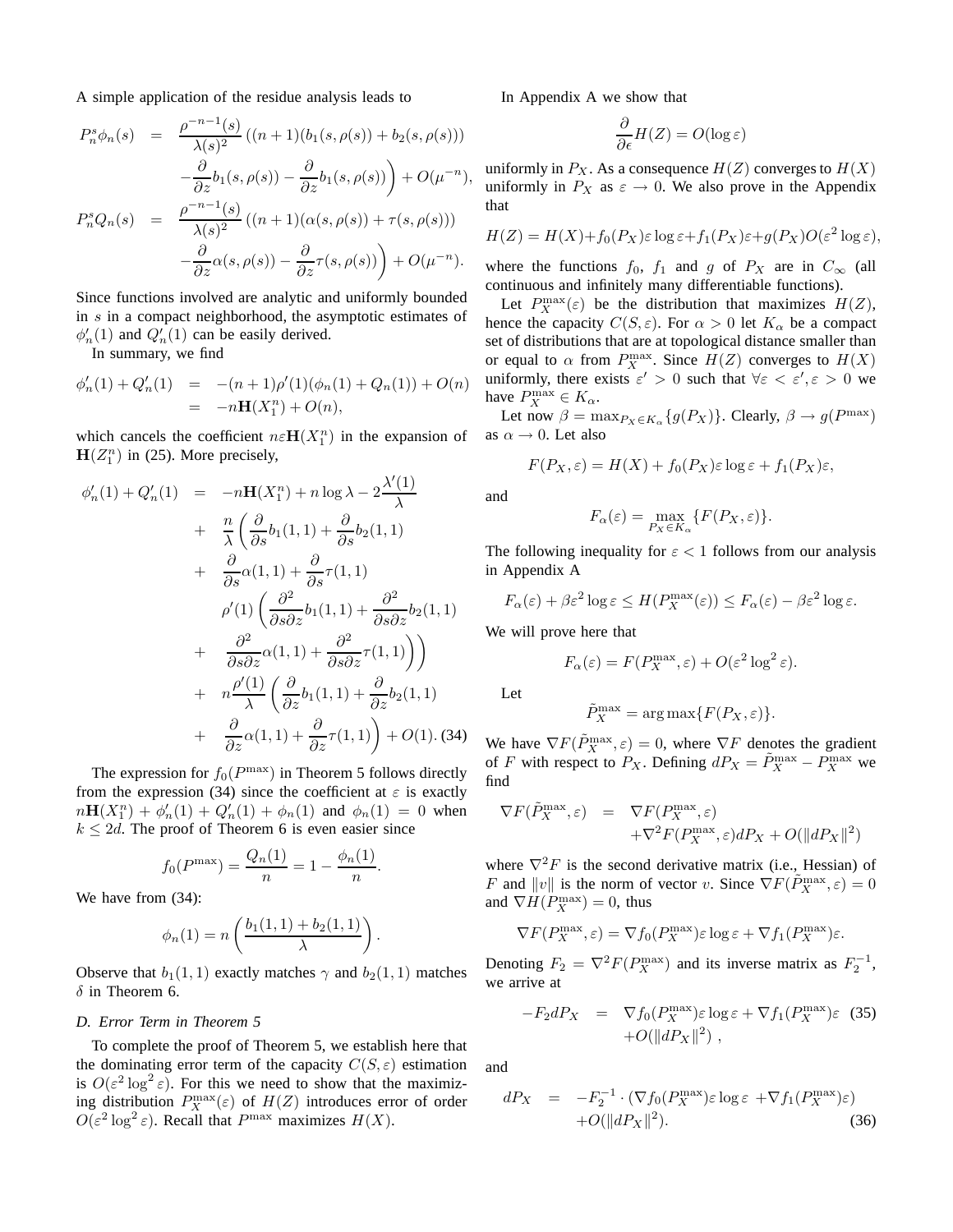A simple application of the residue analysis leads to

$$
\begin{aligned}
P_n^s \phi_n(s) &= \frac{\rho^{-n-1}(s)}{\lambda(s)^2}\left((n+1)(b_1(s,\rho(s))+b_2(s,\rho(s)))\right.\\
&\quad \left. -\frac{\partial}{\partial z}b_1(s,\rho(s)) - \frac{\partial}{\partial z}b_1(s,\rho(s))\right) + O(\mu^{-n}),\\
P_n^s Q_n(s) &= \frac{\rho^{-n-1}(s)}{\lambda(s)^2}\left((n+1)(\alpha(s,\rho(s))+\tau(s,\rho(s)))\right.\\
&\quad \left. -\frac{\partial}{\partial z}\alpha(s,\rho(s)) - \frac{\partial}{\partial z}\tau(s,\rho(s))\right) + O(\mu^{-n}).
\end{aligned}
$$

Since functions involved are analytic and uniformly bounded in $s$ in a compact neighborhood, the asymptotic estimates of $\phi_n'(1)$ and $Q_n'(1)$ can be easily derived.

In summary, we find

$$
\begin{aligned}
\phi_n'(1) + Q_n'(1) &= -(n+1)\rho'(1)(\phi_n(1)+Q_n(1)) + O(n)\\
&= -n\mathbf{H}(X_1^n) + O(n),
\end{aligned}
$$

which cancels the coefficient $n\varepsilon\mathbf{H}(X_1^n)$ in the expansion of $\mathbf{H}(Z_1^n)$ in (25). More precisely,

$$
\begin{aligned}
\phi_n'(1) + Q_n'(1) &= -n\mathbf{H}(X_1^n) + n\log\lambda - 2\frac{\lambda'(1)}{\lambda}\\
&+ \frac{n}{\lambda}\left(\frac{\partial}{\partial s}b_1(1,1) + \frac{\partial}{\partial s}b_2(1,1)\right.\\
&+ \frac{\partial}{\partial s}\alpha(1,1) + \frac{\partial}{\partial s}\tau(1,1)\\
&\quad \rho'(1)\left(\frac{\partial^2}{\partial s\partial z}b_1(1,1) + \frac{\partial^2}{\partial s\partial z}b_2(1,1)\right.\\
&+ \left.\left.\frac{\partial^2}{\partial s\partial z}\alpha(1,1) + \frac{\partial^2}{\partial s\partial z}\tau(1,1)\right)\right)\\
&+ n\frac{\rho'(1)}{\lambda}\left(\frac{\partial}{\partial z}b_1(1,1) + \frac{\partial}{\partial z}b_2(1,1)\right.\\
&+ \left.\frac{\partial}{\partial z}\alpha(1,1) + \frac{\partial}{\partial z}\tau(1,1)\right) + O(1). \quad (34)
\end{aligned}
$$

The expression for $f_0(P^{\max})$ in Theorem 5 follows directly from the expression (34) since the coefficient at $\varepsilon$ is exactly $n\mathbf{H}(X_1^n) + \phi_n'(1) + Q_n'(1) + \phi_n(1)$ and $\phi_n(1) = 0$ when $k \le 2d$. The proof of Theorem 6 is even easier since

$$
f_0(P^{\max}) = \frac{Q_n(1)}{n} = 1 - \frac{\phi_n(1)}{n}.
$$

We have from (34):

$$
\phi_n(1) = n\left(\frac{b_1(1,1)+b_2(1,1)}{\lambda}\right).
$$

Observe that $b_1(1,1)$ exactly matches $\gamma$ and $b_2(1,1)$ matches $\delta$ in Theorem 6.

### D. Error Term in Theorem 5

To complete the proof of Theorem 5, we establish here that the dominating error term of the capacity $C(S,\varepsilon)$ estimation is $O(\varepsilon^2\log^2\varepsilon)$. For this we need to show that the maximizing distribution $P_X^{\max}(\varepsilon)$ of $H(Z)$ introduces error of order $O(\varepsilon^2\log^2\varepsilon)$. Recall that $P^{\max}$ maximizes $H(X)$.

In Appendix A we show that

$$
\frac{\partial}{\partial\epsilon}H(Z) = O(\log\varepsilon)
$$

uniformly in $P_X$. As a consequence $H(Z)$ converges to $H(X)$ uniformly in $P_X$ as $\varepsilon \to 0$. We also prove in the Appendix that

$$
H(Z) = H(X) + f_0(P_X)\varepsilon\log\varepsilon + f_1(P_X)\varepsilon + g(P_X)O(\varepsilon^2\log\varepsilon),
$$

where the functions $f_0$, $f_1$ and $g$ of $P_X$ are in $C_\infty$ (all continuous and infinitely many differentiable functions).

Let $P_X^{\max}(\varepsilon)$ be the distribution that maximizes $H(Z)$, hence the capacity $C(S,\varepsilon)$. For $\alpha > 0$ let $K_\alpha$ be a compact set of distributions that are at topological distance smaller than or equal to $\alpha$ from $P_X^{\max}$. Since $H(Z)$ converges to $H(X)$ uniformly, there exists $\varepsilon' > 0$ such that $\forall\varepsilon < \varepsilon', \varepsilon > 0$ we have $P_X^{\max} \in K_\alpha$.

Let now $\beta = \max_{P_X\in K_\alpha}\{g(P_X)\}$. Clearly, $\beta \to g(P^{\max})$ as $\alpha \to 0$. Let also

$$
F(P_X,\varepsilon) = H(X) + f_0(P_X)\varepsilon\log\varepsilon + f_1(P_X)\varepsilon,
$$

and

$$
F_\alpha(\varepsilon) = \max_{P_X\in K_\alpha}\{F(P_X,\varepsilon)\}.
$$

The following inequality for $\varepsilon < 1$ follows from our analysis in Appendix A

$$
F_\alpha(\varepsilon) + \beta\varepsilon^2\log\varepsilon \le H(P_X^{\max}(\varepsilon)) \le F_\alpha(\varepsilon) - \beta\varepsilon^2\log\varepsilon.
$$

We will prove here that

$$
F_\alpha(\varepsilon) = F(P_X^{\max},\varepsilon) + O(\varepsilon^2\log^2\varepsilon).
$$

Let

$$
\tilde{P}_X^{\max} = \arg\max\{F(P_X,\varepsilon)\}.
$$

We have $\nabla F(\tilde{P}_X^{\max},\varepsilon) = 0$, where $\nabla F$ denotes the gradient of $F$ with respect to $P_X$. Defining $dP_X = \tilde{P}_X^{\max} - P_X^{\max}$ we find

$$
\begin{aligned}
\nabla F(\tilde{P}_X^{\max},\varepsilon) &= \nabla F(P_X^{\max},\varepsilon)\\
&\quad + \nabla^2 F(P_X^{\max},\varepsilon)dP_X + O(\|dP_X\|^2)
\end{aligned}
$$

where $\nabla^2 F$ is the second derivative matrix (i.e., Hessian) of $F$ and $\|v\|$ is the norm of vector $v$. Since $\nabla F(\tilde{P}_X^{\max},\varepsilon) = 0$ and $\nabla H(P_X^{\max}) = 0$, thus

$$
\nabla F(P_X^{\max},\varepsilon) = \nabla f_0(P_X^{\max})\varepsilon\log\varepsilon + \nabla f_1(P_X^{\max})\varepsilon.
$$

Denoting $F_2 = \nabla^2 F(P_X^{\max})$ and its inverse matrix as $F_2^{-1}$, we arrive at

$$
\begin{aligned}
-F_2 dP_X &= \nabla f_0(P_X^{\max})\varepsilon\log\varepsilon + \nabla f_1(P_X^{\max})\varepsilon \quad (35)\\
&\quad + O(\|dP_X\|^2)\ ,
\end{aligned}
$$

and

$$
\begin{aligned}
dP_X &= -F_2^{-1}\cdot(\nabla f_0(P_X^{\max})\varepsilon\log\varepsilon + \nabla f_1(P_X^{\max})\varepsilon)\\
&\quad + O(\|dP_X\|^2). \quad (36)
\end{aligned}
$$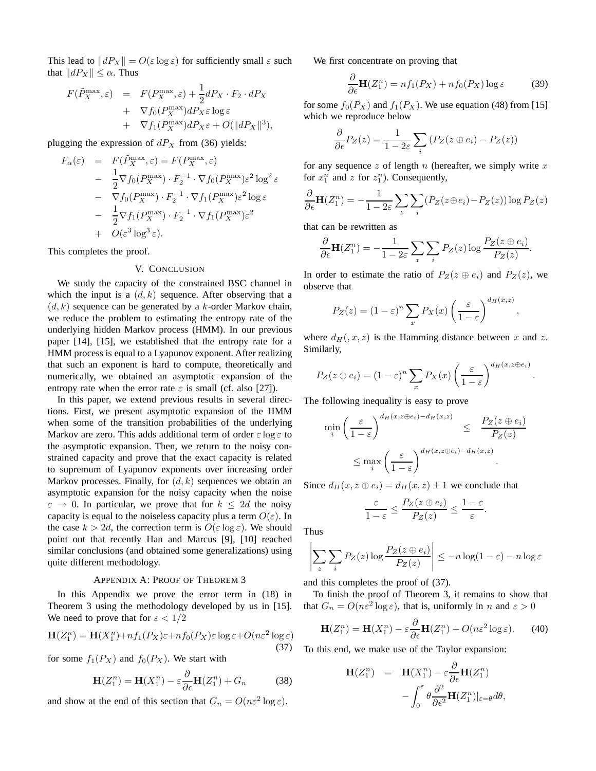This lead to $\|dP_X\| = O(\varepsilon \log \varepsilon)$ for sufficiently small $\varepsilon$ such that $\|dP_X\| \leq \alpha$. Thus

$$
\begin{aligned}
F(\tilde{P}_X^{\max}, \varepsilon) &= F(P_X^{\max}, \varepsilon) + \frac{1}{2} dP_X \cdot F_2 \cdot dP_X \\
&+ \nabla f_0(P_X^{\max}) dP_X \varepsilon \log \varepsilon \\
&+ \nabla f_1(P_X^{\max}) dP_X \varepsilon + O(\|dP_X\|^3),
\end{aligned}
$$

plugging the expression of $dP_X$ from (36) yields:

$$
\begin{aligned}
F_\alpha(\varepsilon) &= F(\tilde{P}_X^{\max}, \varepsilon) = F(P_X^{\max}, \varepsilon) \\
&- \frac{1}{2} \nabla f_0(P_X^{\max}) \cdot F_2^{-1} \cdot \nabla f_0(P_X^{\max}) \varepsilon^2 \log^2 \varepsilon \\
&- \nabla f_0(P_X^{\max}) \cdot F_2^{-1} \cdot \nabla f_1(P_X^{\max}) \varepsilon^2 \log \varepsilon \\
&- \frac{1}{2} \nabla f_1(P_X^{\max}) \cdot F_2^{-1} \cdot \nabla f_1(P_X^{\max}) \varepsilon^2 \\
&+ O(\varepsilon^3 \log^3 \varepsilon).
\end{aligned}
$$

This completes the proof.

## V. Conclusion

We study the capacity of the constrained BSC channel in which the input is a $(d, k)$ sequence. After observing that a $(d, k)$ sequence can be generated by a $k$-order Markov chain, we reduce the problem to estimating the entropy rate of the underlying hidden Markov process (HMM). In our previous paper [14], [15], we established that the entropy rate for a HMM process is equal to a Lyapunov exponent. After realizing that such an exponent is hard to compute, theoretically and numerically, we obtained an asymptotic expansion of the entropy rate when the error rate $\varepsilon$ is small (cf. also [27]).

In this paper, we extend previous results in several directions. First, we present asymptotic expansion of the HMM when some of the transition probabilities of the underlying Markov are zero. This adds additional term of order $\varepsilon \log \varepsilon$ to the asymptotic expansion. Then, we return to the noisy constrained capacity and prove that the exact capacity is related to supremum of Lyapunov exponents over increasing order Markov processes. Finally, for $(d, k)$ sequences we obtain an asymptotic expansion for the noisy capacity when the noise $\varepsilon \to 0$. In particular, we prove that for $k \leq 2d$ the noisy capacity is equal to the noiseless capacity plus a term $O(\varepsilon)$. In the case $k > 2d$, the correction term is $O(\varepsilon \log \varepsilon)$. We should point out that recently Han and Marcus [9], [10] reached similar conclusions (and obtained some generalizations) using quite different methodology.

## Appendix A: Proof of Theorem 3

In this Appendix we prove the error term in (18) in Theorem 3 using the methodology developed by us in [15]. We need to prove that for $\varepsilon < 1/2$

$$
\mathbf{H}(Z_1^n) = \mathbf{H}(X_1^n) + n f_1(P_X)\varepsilon + n f_0(P_X)\varepsilon \log \varepsilon + O(n\varepsilon^2 \log \varepsilon) \tag{37}
$$

for some $f_1(P_X)$ and $f_0(P_X)$. We start with

$$
\mathbf{H}(Z_1^n) = \mathbf{H}(X_1^n) - \varepsilon \frac{\partial}{\partial \epsilon} \mathbf{H}(Z_1^n) + G_n \tag{38}
$$

and show at the end of this section that $G_n = O(n\varepsilon^2 \log \varepsilon)$.

We first concentrate on proving that

$$
\frac{\partial}{\partial \epsilon} \mathbf{H}(Z_1^n) = n f_1(P_X) + n f_0(P_X) \log \varepsilon \tag{39}
$$

for some $f_0(P_X)$ and $f_1(P_X)$. We use equation (48) from [15] which we reproduce below

$$
\frac{\partial}{\partial \epsilon} P_Z(z) = \frac{1}{1 - 2\varepsilon} \sum_i \left( P_Z(z \oplus e_i) - P_Z(z) \right)
$$

for any sequence $z$ of length $n$ (hereafter, we simply write $x$ for $x_1^n$ and $z$ for $z_1^n$). Consequently,

$$
\frac{\partial}{\partial \epsilon} \mathbf{H}(Z_1^n) = -\frac{1}{1 - 2\varepsilon} \sum_z \sum_i (P_Z(z \oplus e_i) - P_Z(z)) \log P_Z(z)
$$

that can be rewritten as

$$
\frac{\partial}{\partial \epsilon} \mathbf{H}(Z_1^n) = -\frac{1}{1 - 2\varepsilon} \sum_x \sum_i P_Z(z) \log \frac{P_Z(z \oplus e_i)}{P_Z(z)}.
$$

In order to estimate the ratio of $P_Z(z \oplus e_i)$ and $P_Z(z)$, we observe that

$$
P_Z(z) = (1 - \varepsilon)^n \sum_x P_X(x) \left( \frac{\varepsilon}{1 - \varepsilon} \right)^{d_H(x, z)},
$$

where $d_H(, x, z)$ is the Hamming distance between $x$ and $z$. Similarly,

$$
P_Z(z \oplus e_i) = (1 - \varepsilon)^n \sum_x P_X(x) \left( \frac{\varepsilon}{1 - \varepsilon} \right)^{d_H(x, z \oplus e_i)}.
$$

The following inequality is easy to prove

$$
\begin{aligned}
\min_i \left( \frac{\varepsilon}{1 - \varepsilon} \right)^{d_H(x, z \oplus e_i) - d_H(x, z)} &\leq \frac{P_Z(z \oplus e_i)}{P_Z(z)} \\
&\leq \max_i \left( \frac{\varepsilon}{1 - \varepsilon} \right)^{d_H(x, z \oplus e_i) - d_H(x, z)}.
\end{aligned}
$$

Since $d_H(x, z \oplus e_i) = d_H(x, z) \pm 1$ we conclude that

$$
\frac{\varepsilon}{1 - \varepsilon} \leq \frac{P_Z(z \oplus e_i)}{P_Z(z)} \leq \frac{1 - \varepsilon}{\varepsilon}.
$$

Thus

$$
\left| \sum_z \sum_i P_Z(z) \log \frac{P_Z(z \oplus e_i)}{P_Z(z)} \right| \leq -n \log(1 - \varepsilon) - n \log \varepsilon
$$

and this completes the proof of (37).

To finish the proof of Theorem 3, it remains to show that that $G_n = O(n\varepsilon^2 \log \varepsilon)$, that is, uniformly in $n$ and $\varepsilon > 0$

$$
\mathbf{H}(Z_1^n) = \mathbf{H}(X_1^n) - \varepsilon \frac{\partial}{\partial \epsilon} \mathbf{H}(Z_1^n) + O(n\varepsilon^2 \log \varepsilon). \tag{40}
$$

To this end, we make use of the Taylor expansion:

$$
\begin{aligned}
\mathbf{H}(Z_1^n) &= \mathbf{H}(X_1^n) - \varepsilon \frac{\partial}{\partial \epsilon} \mathbf{H}(Z_1^n) \\
&- \int_0^\varepsilon \theta \frac{\partial^2}{\partial \epsilon^2} \mathbf{H}(Z_1^n)|_{\varepsilon = \theta} d\theta,
\end{aligned}
$$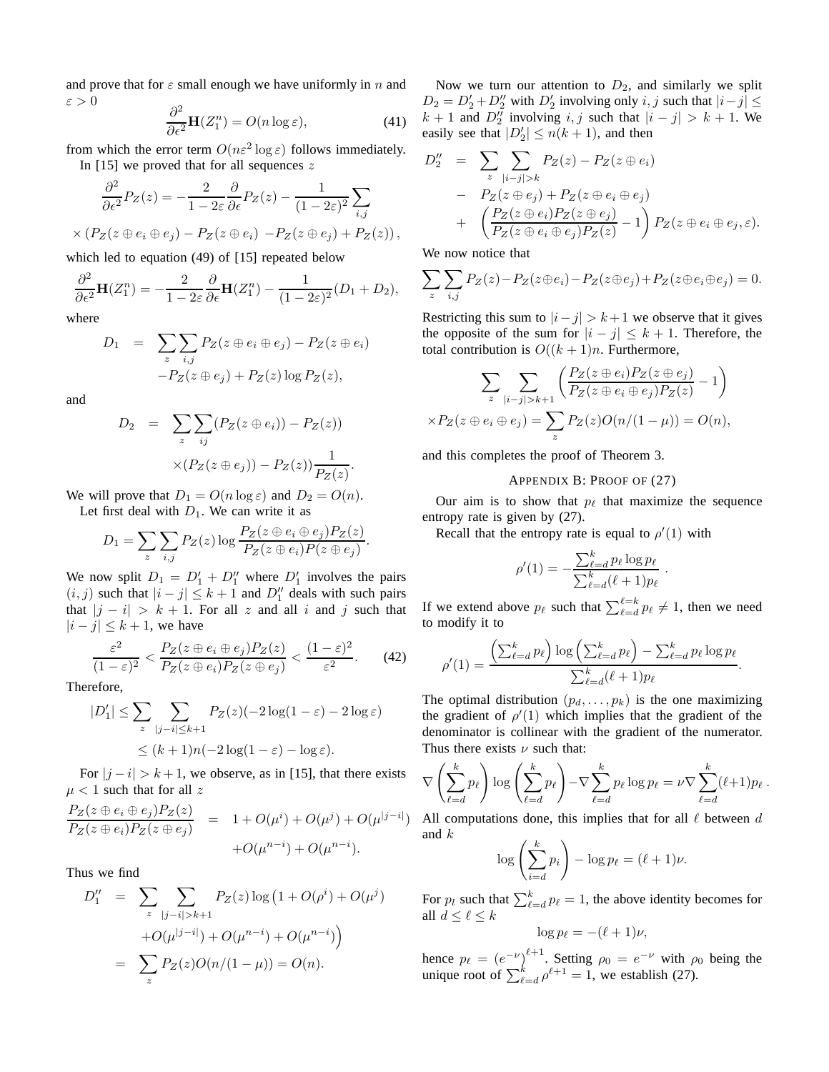and prove that for $\varepsilon$ small enough we have uniformly in $n$ and $\varepsilon > 0$

$$\frac{\partial^2}{\partial \epsilon^2}\mathbf{H}(Z_1^n) = O(n \log \varepsilon), \tag{41}$$

from which the error term $O(n\varepsilon^2 \log \varepsilon)$ follows immediately.

In [15] we proved that for all sequences $z$

$$\frac{\partial^2}{\partial \epsilon^2}P_Z(z) = -\frac{2}{1-2\varepsilon}\frac{\partial}{\partial \epsilon}P_Z(z) - \frac{1}{(1-2\varepsilon)^2}\sum_{i,j}$$

$$\times \left(P_Z(z\oplus e_i \oplus e_j) - P_Z(z \oplus e_i) \; - P_Z(z\oplus e_j) + P_Z(z)\right),$$

which led to equation (49) of [15] repeated below

$$\frac{\partial^2}{\partial \epsilon^2}\mathbf{H}(Z_1^n) = -\frac{2}{1-2\varepsilon}\frac{\partial}{\partial \epsilon}\mathbf{H}(Z_1^n) - \frac{1}{(1-2\varepsilon)^2}(D_1 + D_2),$$

where

$$\begin{aligned} D_1 &= \sum_z \sum_{i,j} P_Z(z\oplus e_i \oplus e_j) - P_Z(z\oplus e_i) \\ &\quad - P_Z(z\oplus e_j) + P_Z(z)\log P_Z(z), \end{aligned}$$

and

$$\begin{aligned} D_2 &= \sum_z \sum_{ij} (P_Z(z\oplus e_i)) - P_Z(z)) \\ &\quad \times (P_Z(z\oplus e_j)) - P_Z(z))\frac{1}{P_Z(z)}. \end{aligned}$$

We will prove that $D_1 = O(n\log\varepsilon)$ and $D_2 = O(n)$.

Let first deal with $D_1$. We can write it as

$$D_1 = \sum_z \sum_{i,j} P_Z(z)\log\frac{P_Z(z\oplus e_i\oplus e_j)P_Z(z)}{P_Z(z\oplus e_i)P(z\oplus e_j)}.$$

We now split $D_1 = D_1' + D_1''$ where $D_1'$ involves the pairs $(i,j)$ such that $|i-j| \le k+1$ and $D_1''$ deals with such pairs that $|j-i| > k+1$. For all $z$ and all $i$ and $j$ such that $|i-j| \le k+1$, we have

$$\frac{\varepsilon^2}{(1-\varepsilon)^2} < \frac{P_Z(z\oplus e_i\oplus e_j)P_Z(z)}{P_Z(z\oplus e_i)P_Z(z\oplus e_j)} < \frac{(1-\varepsilon)^2}{\varepsilon^2}. \tag{42}$$

Therefore,

$$\begin{aligned} |D_1'| &\le \sum_z \sum_{|j-i|\le k+1} P_Z(z)(-2\log(1-\varepsilon) - 2\log\varepsilon) \\ &\le (k+1)n(-2\log(1-\varepsilon) - \log\varepsilon). \end{aligned}$$

For $|j-i| > k+1$, we observe, as in [15], that there exists $\mu < 1$ such that for all $z$

$$\begin{aligned} \frac{P_Z(z\oplus e_i\oplus e_j)P_Z(z)}{P_Z(z\oplus e_i)P_Z(z\oplus e_j)} &= 1 + O(\mu^i) + O(\mu^j) + O(\mu^{|j-i|}) \\ &\quad + O(\mu^{n-i}) + O(\mu^{n-i}). \end{aligned}$$

Thus we find

$$\begin{aligned} D_1'' &= \sum_z \sum_{|j-i|>k+1} P_Z(z)\log\big(1 + O(\rho^i) + O(\mu^j) \\ &\quad + O(\mu^{|j-i|}) + O(\mu^{n-i}) + O(\mu^{n-i})\big) \\ &= \sum_z P_Z(z)O(n/(1-\mu)) = O(n). \end{aligned}$$

Now we turn our attention to $D_2$, and similarly we split $D_2 = D_2' + D_2''$ with $D_2'$ involving only $i,j$ such that $|i-j| \le k+1$ and $D_2''$ involving $i,j$ such that $|i-j| > k+1$. We easily see that $|D_2'| \le n(k+1)$, and then

$$\begin{aligned} D_2'' &= \sum_z \sum_{|i-j|>k} P_Z(z) - P_Z(z\oplus e_i) \\ &\quad - P_Z(z\oplus e_j) + P_Z(z\oplus e_i\oplus e_j) \\ &\quad + \left(\frac{P_Z(z\oplus e_i)P_Z(z\oplus e_j)}{P_Z(z\oplus e_i\oplus e_j)P_Z(z)} - 1\right)P_Z(z\oplus e_i\oplus e_j,\varepsilon). \end{aligned}$$

We now notice that

$$\sum_z \sum_{i,j} P_Z(z) - P_Z(z\oplus e_i) - P_Z(z\oplus e_j) + P_Z(z\oplus e_i\oplus e_j) = 0.$$

Restricting this sum to $|i-j| > k+1$ we observe that it gives the opposite of the sum for $|i-j| \le k+1$. Therefore, the total contribution is $O((k+1)n$. Furthermore,

$$\begin{aligned} &\sum_z \sum_{|i-j|>k+1}\left(\frac{P_Z(z\oplus e_i)P_Z(z\oplus e_j)}{P_Z(z\oplus e_i\oplus e_j)P_Z(z)} - 1\right) \\ &\times P_Z(z\oplus e_i\oplus e_j) = \sum_z P_Z(z)O(n/(1-\mu)) = O(n), \end{aligned}$$

and this completes the proof of Theorem 3.

## Appendix B: Proof of (27)

Our aim is to show that $p_\ell$ that maximize the sequence entropy rate is given by (27).

Recall that the entropy rate is equal to $\rho'(1)$ with

$$\rho'(1) = -\frac{\sum_{\ell=d}^k p_\ell \log p_\ell}{\sum_{\ell=d}^k (\ell+1)p_\ell}\ .$$

If we extend above $p_\ell$ such that $\sum_{\ell=d}^{\ell=k} p_\ell \ne 1$, then we need to modify it to

$$\rho'(1) = \frac{\left(\sum_{\ell=d}^k p_\ell\right)\log\left(\sum_{\ell=d}^k p_\ell\right) - \sum_{\ell=d}^k p_\ell\log p_\ell}{\sum_{\ell=d}^k (\ell+1)p_\ell}.$$

The optimal distribution $(p_d,\ldots,p_k)$ is the one maximizing the gradient of $\rho'(1)$ which implies that the gradient of the denominator is collinear with the gradient of the numerator. Thus there exists $\nu$ such that:

$$\nabla\left(\sum_{\ell=d}^k p_\ell\right)\log\left(\sum_{\ell=d}^k p_\ell\right) - \nabla\sum_{\ell=d}^k p_\ell\log p_\ell = \nu\nabla\sum_{\ell=d}^k(\ell+1)p_\ell\ .$$

All computations done, this implies that for all $\ell$ between $d$ and $k$

$$\log\left(\sum_{i=d}^k p_i\right) - \log p_\ell = (\ell+1)\nu.$$

For $p_l$ such that $\sum_{\ell=d}^k p_\ell = 1$, the above identity becomes for all $d \le \ell \le k$

$$\log p_\ell = -(\ell+1)\nu,$$

hence $p_\ell = \left(e^{-\nu}\right)^{\ell+1}$. Setting $\rho_0 = e^{-\nu}$ with $\rho_0$ being the unique root of $\sum_{\ell=d}^k \rho^{\ell+1} = 1$, we establish (27).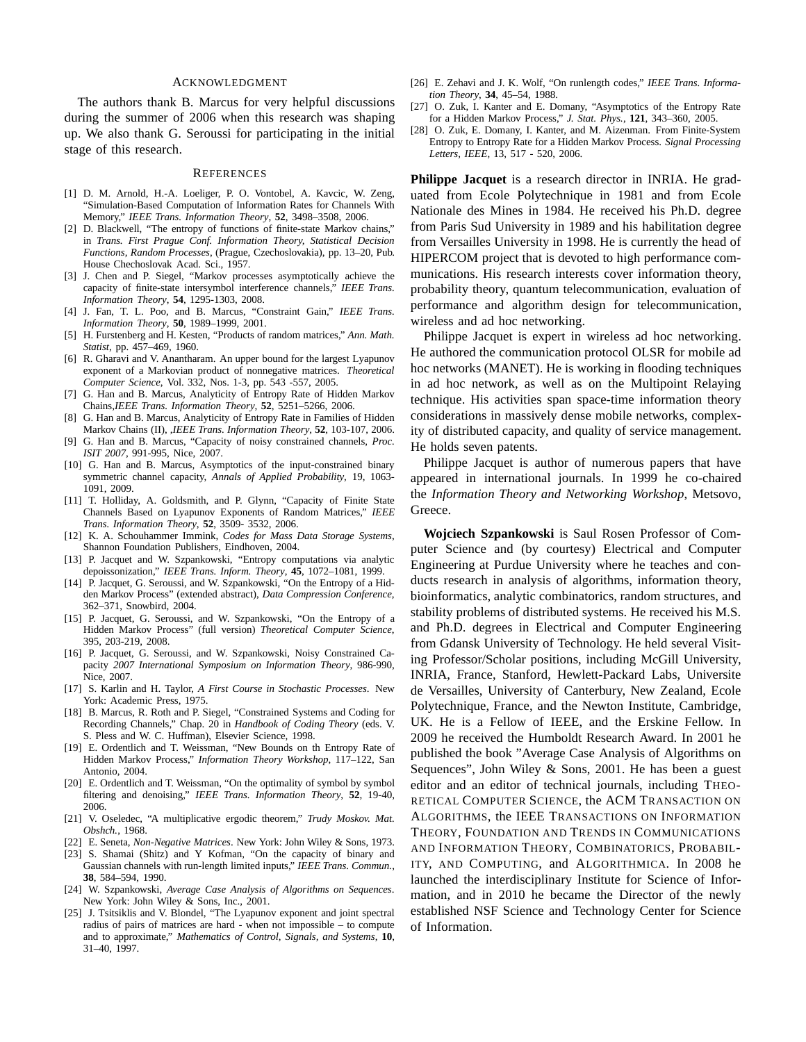## Acknowledgment

The authors thank B. Marcus for very helpful discussions during the summer of 2006 when this research was shaping up. We also thank G. Seroussi for participating in the initial stage of this research.

## References

[1] D. M. Arnold, H.-A. Loeliger, P. O. Vontobel, A. Kavcic, W. Zeng, "Simulation-Based Computation of Information Rates for Channels With Memory," *IEEE Trans. Information Theory*, **52**, 3498–3508, 2006.

[2] D. Blackwell, "The entropy of functions of finite-state Markov chains," in *Trans. First Prague Conf. Information Theory, Statistical Decision Functions, Random Processes*, (Prague, Czechoslovakia), pp. 13–20, Pub. House Chechoslovak Acad. Sci., 1957.

[3] J. Chen and P. Siegel, "Markov processes asymptotically achieve the capacity of finite-state intersymbol interference channels," *IEEE Trans. Information Theory*, **54**, 1295-1303, 2008.

[4] J. Fan, T. L. Poo, and B. Marcus, "Constraint Gain," *IEEE Trans. Information Theory*, **50**, 1989–1999, 2001.

[5] H. Furstenberg and H. Kesten, "Products of random matrices," *Ann. Math. Statist*, pp. 457–469, 1960.

[6] R. Gharavi and V. Anantharam. An upper bound for the largest Lyapunov exponent of a Markovian product of nonnegative matrices. *Theoretical Computer Science*, Vol. 332, Nos. 1-3, pp. 543 -557, 2005.

[7] G. Han and B. Marcus, Analyticity of Entropy Rate of Hidden Markov Chains,*IEEE Trans. Information Theory*, **52**, 5251–5266, 2006.

[8] G. Han and B. Marcus, Analyticity of Entropy Rate in Families of Hidden Markov Chains (II), ,*IEEE Trans. Information Theory*, **52**, 103-107, 2006.

[9] G. Han and B. Marcus, "Capacity of noisy constrained channels, *Proc. ISIT 2007*, 991-995, Nice, 2007.

[10] G. Han and B. Marcus, Asymptotics of the input-constrained binary symmetric channel capacity, *Annals of Applied Probability*, 19, 1063-1091, 2009.

[11] T. Holliday, A. Goldsmith, and P. Glynn, "Capacity of Finite State Channels Based on Lyapunov Exponents of Random Matrices," *IEEE Trans. Information Theory*, **52**, 3509- 3532, 2006.

[12] K. A. Schouhammer Immink, *Codes for Mass Data Storage Systems*, Shannon Foundation Publishers, Eindhoven, 2004.

[13] P. Jacquet and W. Szpankowski, "Entropy computations via analytic depoissonization," *IEEE Trans. Inform. Theory*, **45**, 1072–1081, 1999.

[14] P. Jacquet, G. Seroussi, and W. Szpankowski, "On the Entropy of a Hidden Markov Process" (extended abstract), *Data Compression Conference*, 362–371, Snowbird, 2004.

[15] P. Jacquet, G. Seroussi, and W. Szpankowski, "On the Entropy of a Hidden Markov Process" (full version) *Theoretical Computer Science*, 395, 203-219, 2008.

[16] P. Jacquet, G. Seroussi, and W. Szpankowski, Noisy Constrained Capacity *2007 International Symposium on Information Theory*, 986-990, Nice, 2007.

[17] S. Karlin and H. Taylor, *A First Course in Stochastic Processes*. New York: Academic Press, 1975.

[18] B. Marcus, R. Roth and P. Siegel, "Constrained Systems and Coding for Recording Channels," Chap. 20 in *Handbook of Coding Theory* (eds. V. S. Pless and W. C. Huffman), Elsevier Science, 1998.

[19] E. Ordentlich and T. Weissman, "New Bounds on th Entropy Rate of Hidden Markov Process," *Information Theory Workshop*, 117–122, San Antonio, 2004.

[20] E. Ordentlich and T. Weissman, "On the optimality of symbol by symbol filtering and denoising," *IEEE Trans. Information Theory*, **52**, 19-40, 2006.

[21] V. Oseledec, "A multiplicative ergodic theorem," *Trudy Moskov. Mat. Obshch.*, 1968.

[22] E. Seneta, *Non-Negative Matrices*. New York: John Wiley & Sons, 1973.

[23] S. Shamai (Shitz) and Y Kofman, "On the capacity of binary and Gaussian channels with run-length limited inputs," *IEEE Trans. Commun.*, **38**, 584–594, 1990.

[24] W. Szpankowski, *Average Case Analysis of Algorithms on Sequences*. New York: John Wiley & Sons, Inc., 2001.

[25] J. Tsitsiklis and V. Blondel, "The Lyapunov exponent and joint spectral radius of pairs of matrices are hard - when not impossible – to compute and to approximate," *Mathematics of Control, Signals, and Systems*, **10**, 31–40, 1997.

[26] E. Zehavi and J. K. Wolf, "On runlength codes," *IEEE Trans. Information Theory*, **34**, 45–54, 1988.

[27] O. Zuk, I. Kanter and E. Domany, "Asymptotics of the Entropy Rate for a Hidden Markov Process," *J. Stat. Phys.*, **121**, 343–360, 2005.

[28] O. Zuk, E. Domany, I. Kanter, and M. Aizenman. From Finite-System Entropy to Entropy Rate for a Hidden Markov Process. *Signal Processing Letters, IEEE*, 13, 517 - 520, 2006.

**Philippe Jacquet** is a research director in INRIA. He graduated from Ecole Polytechnique in 1981 and from Ecole Nationale des Mines in 1984. He received his Ph.D. degree from Paris Sud University in 1989 and his habilitation degree from Versailles University in 1998. He is currently the head of HIPERCOM project that is devoted to high performance communications. His research interests cover information theory, probability theory, quantum telecommunication, evaluation of performance and algorithm design for telecommunication, wireless and ad hoc networking.

Philippe Jacquet is expert in wireless ad hoc networking. He authored the communication protocol OLSR for mobile ad hoc networks (MANET). He is working in flooding techniques in ad hoc network, as well as on the Multipoint Relaying technique. His activities span space-time information theory considerations in massively dense mobile networks, complexity of distributed capacity, and quality of service management. He holds seven patents.

Philippe Jacquet is author of numerous papers that have appeared in international journals. In 1999 he co-chaired the *Information Theory and Networking Workshop*, Metsovo, Greece.

**Wojciech Szpankowski** is Saul Rosen Professor of Computer Science and (by courtesy) Electrical and Computer Engineering at Purdue University where he teaches and conducts research in analysis of algorithms, information theory, bioinformatics, analytic combinatorics, random structures, and stability problems of distributed systems. He received his M.S. and Ph.D. degrees in Electrical and Computer Engineering from Gdansk University of Technology. He held several Visiting Professor/Scholar positions, including McGill University, INRIA, France, Stanford, Hewlett-Packard Labs, Universite de Versailles, University of Canterbury, New Zealand, Ecole Polytechnique, France, and the Newton Institute, Cambridge, UK. He is a Fellow of IEEE, and the Erskine Fellow. In 2009 he received the Humboldt Research Award. In 2001 he published the book "Average Case Analysis of Algorithms on Sequences", John Wiley & Sons, 2001. He has been a guest editor and an editor of technical journals, including THEORETICAL COMPUTER SCIENCE, the ACM TRANSACTION ON ALGORITHMS, the IEEE TRANSACTIONS ON INFORMATION THEORY, FOUNDATION AND TRENDS IN COMMUNICATIONS AND INFORMATION THEORY, COMBINATORICS, PROBABILITY, AND COMPUTING, and ALGORITHMICA. In 2008 he launched the interdisciplinary Institute for Science of Information, and in 2010 he became the Director of the newly established NSF Science and Technology Center for Science of Information.